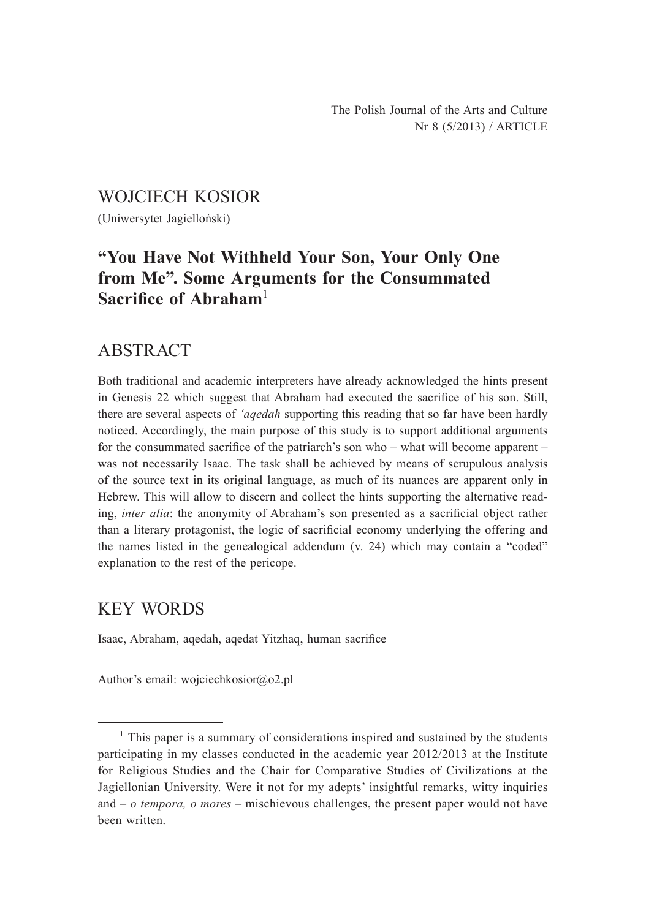WOJCIECH KOSIOR

(Uniwersytet Jagielloński)

# "You Have Not Withheld Your Son, Your Only One from Me". Some Arguments for the Consummated Sacrifice of Abraham[1]

## ABSTRACT

Both traditional and academic interpreters have already acknowledged the hints present in Genesis 22 which suggest that Abraham had executed the sacrifice of his son. Still, there are several aspects of *'aqedah* supporting this reading that so far have been hardly noticed. Accordingly, the main purpose of this study is to support additional arguments for the consummated sacrifice of the patriarch's son who – what will become apparent – was not necessarily Isaac. The task shall be achieved by means of scrupulous analysis of the source text in its original language, as much of its nuances are apparent only in Hebrew. This will allow to discern and collect the hints supporting the alternative reading, *inter alia*: the anonymity of Abraham's son presented as a sacrificial object rather than a literary protagonist, the logic of sacrificial economy underlying the offering and the names listed in the genealogical addendum (v. 24) which may contain a "coded" explanation to the rest of the pericope.

## KEY WORDS

Isaac, Abraham, aqedah, aqedat Yitzhaq, human sacrifice

Author's email: wojciechkosior@o2.pl

[1] This paper is a summary of considerations inspired and sustained by the students participating in my classes conducted in the academic year 2012/2013 at the Institute for Religious Studies and the Chair for Comparative Studies of Civilizations at the Jagiellonian University. Were it not for my adepts' insightful remarks, witty inquiries and – *o tempora, o mores* – mischievous challenges, the present paper would not have been written.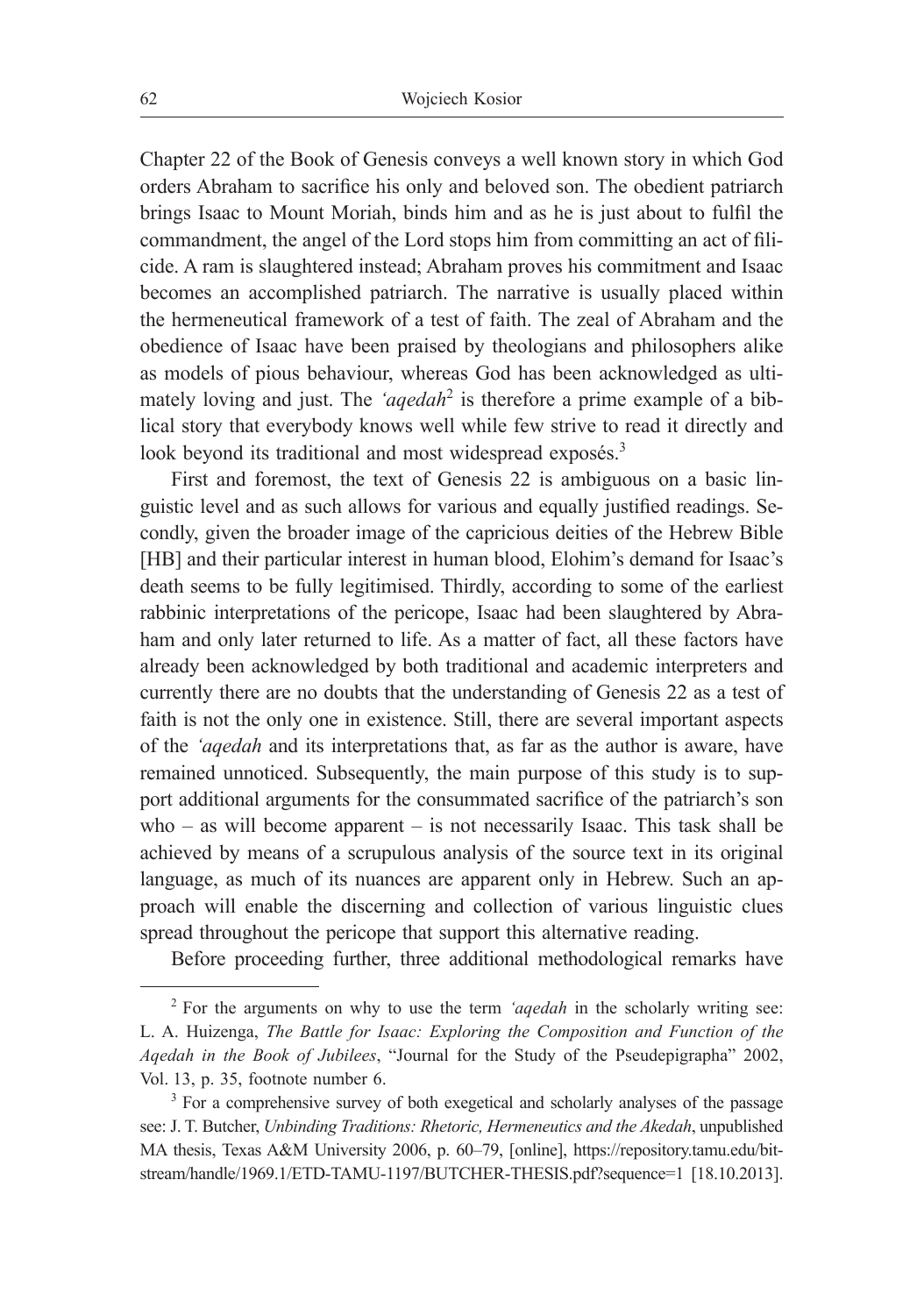Chapter 22 of the Book of Genesis conveys a well known story in which God orders Abraham to sacrifice his only and beloved son. The obedient patriarch brings Isaac to Mount Moriah, binds him and as he is just about to fulfil the commandment, the angel of the Lord stops him from committing an act of filicide. A ram is slaughtered instead; Abraham proves his commitment and Isaac becomes an accomplished patriarch. The narrative is usually placed within the hermeneutical framework of a test of faith. The zeal of Abraham and the obedience of Isaac have been praised by theologians and philosophers alike as models of pious behaviour, whereas God has been acknowledged as ultimately loving and just. The *'aqedah*[2] is therefore a prime example of a biblical story that everybody knows well while few strive to read it directly and look beyond its traditional and most widespread exposés.[3]

First and foremost, the text of Genesis 22 is ambiguous on a basic linguistic level and as such allows for various and equally justified readings. Secondly, given the broader image of the capricious deities of the Hebrew Bible [HB] and their particular interest in human blood, Elohim's demand for Isaac's death seems to be fully legitimised. Thirdly, according to some of the earliest rabbinic interpretations of the pericope, Isaac had been slaughtered by Abraham and only later returned to life. As a matter of fact, all these factors have already been acknowledged by both traditional and academic interpreters and currently there are no doubts that the understanding of Genesis 22 as a test of faith is not the only one in existence. Still, there are several important aspects of the *'aqedah* and its interpretations that, as far as the author is aware, have remained unnoticed. Subsequently, the main purpose of this study is to support additional arguments for the consummated sacrifice of the patriarch's son who – as will become apparent – is not necessarily Isaac. This task shall be achieved by means of a scrupulous analysis of the source text in its original language, as much of its nuances are apparent only in Hebrew. Such an approach will enable the discerning and collection of various linguistic clues spread throughout the pericope that support this alternative reading.

Before proceeding further, three additional methodological remarks have

---

[2] For the arguments on why to use the term *'aqedah* in the scholarly writing see: L. A. Huizenga, *The Battle for Isaac: Exploring the Composition and Function of the Aqedah in the Book of Jubilees*, "Journal for the Study of the Pseudepigrapha" 2002, Vol. 13, p. 35, footnote number 6.

[3] For a comprehensive survey of both exegetical and scholarly analyses of the passage see: J. T. Butcher, *Unbinding Traditions: Rhetoric, Hermeneutics and the Akedah*, unpublished MA thesis, Texas A&M University 2006, p. 60–79, [online], https://repository.tamu.edu/bitstream/handle/1969.1/ETD-TAMU-1197/BUTCHER-THESIS.pdf?sequence=1 [18.10.2013].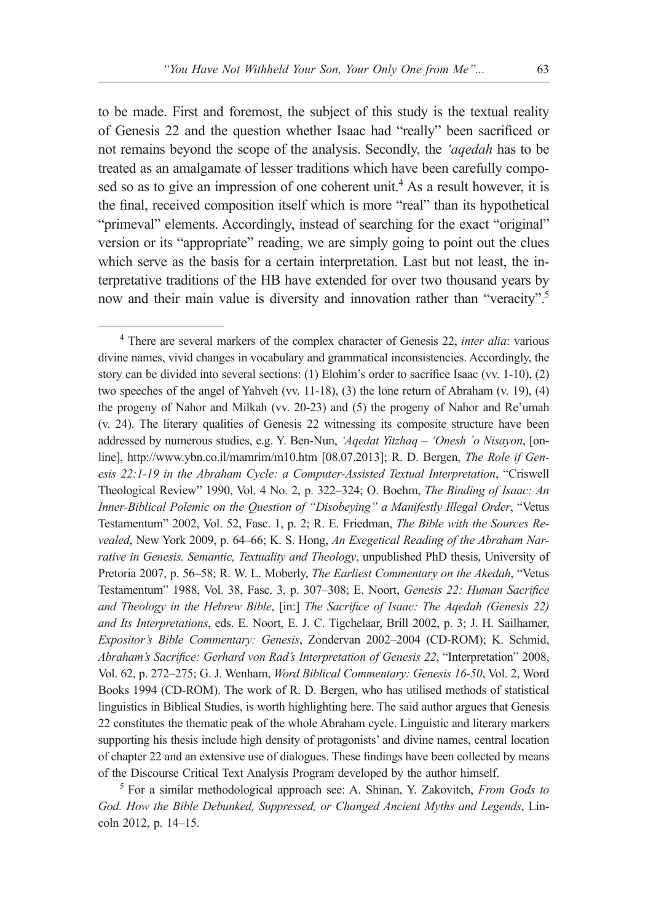to be made. First and foremost, the subject of this study is the textual reality of Genesis 22 and the question whether Isaac had "really" been sacrificed or not remains beyond the scope of the analysis. Secondly, the *'aqedah* has to be treated as an amalgamate of lesser traditions which have been carefully composed so as to give an impression of one coherent unit.[4] As a result however, it is the final, received composition itself which is more "real" than its hypothetical "primeval" elements. Accordingly, instead of searching for the exact "original" version or its "appropriate" reading, we are simply going to point out the clues which serve as the basis for a certain interpretation. Last but not least, the interpretative traditions of the HB have extended for over two thousand years by now and their main value is diversity and innovation rather than "veracity".[5]

---

[4] There are several markers of the complex character of Genesis 22, *inter alia*: various divine names, vivid changes in vocabulary and grammatical inconsistencies. Accordingly, the story can be divided into several sections: (1) Elohim's order to sacrifice Isaac (vv. 1-10), (2) two speeches of the angel of Yahveh (vv. 11-18), (3) the lone return of Abraham (v. 19), (4) the progeny of Nahor and Milkah (vv. 20-23) and (5) the progeny of Nahor and Re'umah (v. 24). The literary qualities of Genesis 22 witnessing its composite structure have been addressed by numerous studies, e.g. Y. Ben-Nun, *'Aqedat Yitzhaq – 'Onesh 'o Nisayon*, [online], http://www.ybn.co.il/mamrim/m10.htm [08.07.2013]; R. D. Bergen, *The Role if Genesis 22:1-19 in the Abraham Cycle: a Computer-Assisted Textual Interpretation*, "Criswell Theological Review" 1990, Vol. 4 No. 2, p. 322–324; O. Boehm, *The Binding of Isaac: An Inner-Biblical Polemic on the Question of "Disobeying" a Manifestly Illegal Order*, "Vetus Testamentum" 2002, Vol. 52, Fasc. 1, p. 2; R. E. Friedman, *The Bible with the Sources Revealed*, New York 2009, p. 64–66; K. S. Hong, *An Exegetical Reading of the Abraham Narrative in Genesis. Semantic, Textuality and Theology*, unpublished PhD thesis, University of Pretoria 2007, p. 56–58; R. W. L. Moberly, *The Earliest Commentary on the Akedah*, "Vetus Testamentum" 1988, Vol. 38, Fasc. 3, p. 307–308; E. Noort, *Genesis 22: Human Sacrifice and Theology in the Hebrew Bible*, [in:] *The Sacrifice of Isaac: The Aqedah (Genesis 22) and Its Interpretations*, eds. E. Noort, E. J. C. Tigchelaar, Brill 2002, p. 3; J. H. Sailhamer, *Expositor's Bible Commentary: Genesis*, Zondervan 2002–2004 (CD-ROM); K. Schmid, *Abraham's Sacrifice: Gerhard von Rad's Interpretation of Genesis 22*, "Interpretation" 2008, Vol. 62, p. 272–275; G. J. Wenham, *Word Biblical Commentary: Genesis 16-50*, Vol. 2, Word Books 1994 (CD-ROM). The work of R. D. Bergen, who has utilised methods of statistical linguistics in Biblical Studies, is worth highlighting here. The said author argues that Genesis 22 constitutes the thematic peak of the whole Abraham cycle. Linguistic and literary markers supporting his thesis include high density of protagonists' and divine names, central location of chapter 22 and an extensive use of dialogues. These findings have been collected by means of the Discourse Critical Text Analysis Program developed by the author himself.

[5] For a similar methodological approach see: A. Shinan, Y. Zakovitch, *From Gods to God. How the Bible Debunked, Suppressed, or Changed Ancient Myths and Legends*, Lincoln 2012, p. 14–15.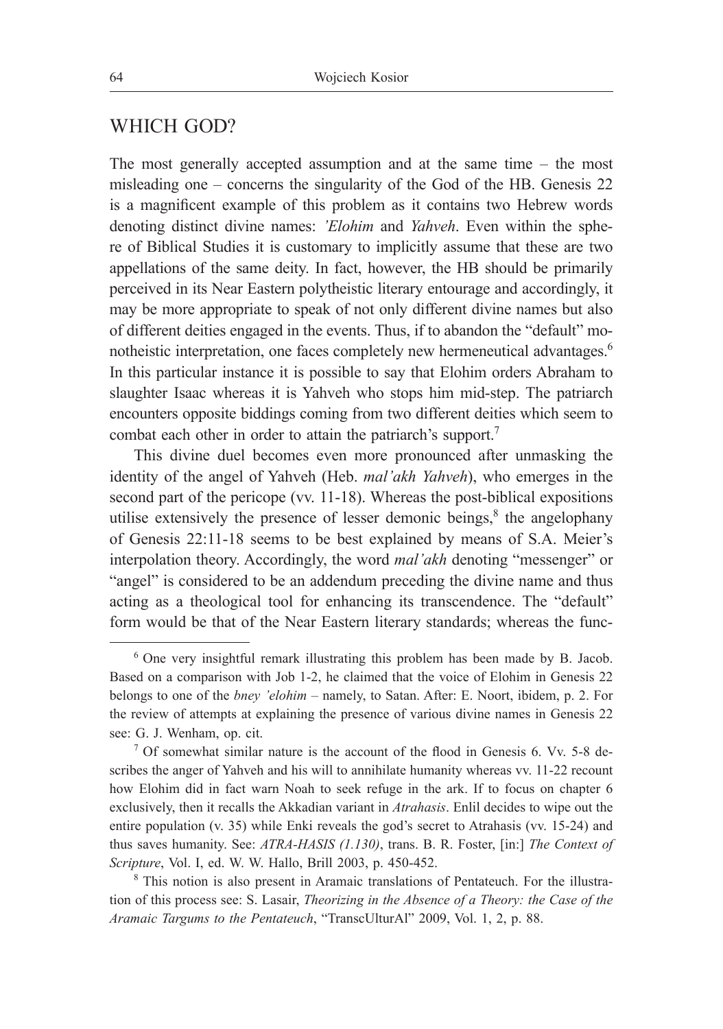## WHICH GOD?

The most generally accepted assumption and at the same time – the most misleading one – concerns the singularity of the God of the HB. Genesis 22 is a magnificent example of this problem as it contains two Hebrew words denoting distinct divine names: *'Elohim* and *Yahveh*. Even within the sphere of Biblical Studies it is customary to implicitly assume that these are two appellations of the same deity. In fact, however, the HB should be primarily perceived in its Near Eastern polytheistic literary entourage and accordingly, it may be more appropriate to speak of not only different divine names but also of different deities engaged in the events. Thus, if to abandon the "default" monotheistic interpretation, one faces completely new hermeneutical advantages.[6] In this particular instance it is possible to say that Elohim orders Abraham to slaughter Isaac whereas it is Yahveh who stops him mid-step. The patriarch encounters opposite biddings coming from two different deities which seem to combat each other in order to attain the patriarch's support.[7]

This divine duel becomes even more pronounced after unmasking the identity of the angel of Yahveh (Heb. *mal'akh Yahveh*), who emerges in the second part of the pericope (vv. 11-18). Whereas the post-biblical expositions utilise extensively the presence of lesser demonic beings,[8] the angelophany of Genesis 22:11-18 seems to be best explained by means of S.A. Meier's interpolation theory. Accordingly, the word *mal'akh* denoting "messenger" or "angel" is considered to be an addendum preceding the divine name and thus acting as a theological tool for enhancing its transcendence. The "default" form would be that of the Near Eastern literary standards; whereas the func-

---

[6] One very insightful remark illustrating this problem has been made by B. Jacob. Based on a comparison with Job 1-2, he claimed that the voice of Elohim in Genesis 22 belongs to one of the *bney 'elohim* – namely, to Satan. After: E. Noort, ibidem, p. 2. For the review of attempts at explaining the presence of various divine names in Genesis 22 see: G. J. Wenham, op. cit.

[7] Of somewhat similar nature is the account of the flood in Genesis 6. Vv. 5-8 describes the anger of Yahveh and his will to annihilate humanity whereas vv. 11-22 recount how Elohim did in fact warn Noah to seek refuge in the ark. If to focus on chapter 6 exclusively, then it recalls the Akkadian variant in *Atrahasis*. Enlil decides to wipe out the entire population (v. 35) while Enki reveals the god's secret to Atrahasis (vv. 15-24) and thus saves humanity. See: *ATRA-HASIS (1.130)*, trans. B. R. Foster, [in:] *The Context of Scripture*, Vol. I, ed. W. W. Hallo, Brill 2003, p. 450-452.

[8] This notion is also present in Aramaic translations of Pentateuch. For the illustration of this process see: S. Lasair, *Theorizing in the Absence of a Theory: the Case of the Aramaic Targums to the Pentateuch*, "TranscUlturAl" 2009, Vol. 1, 2, p. 88.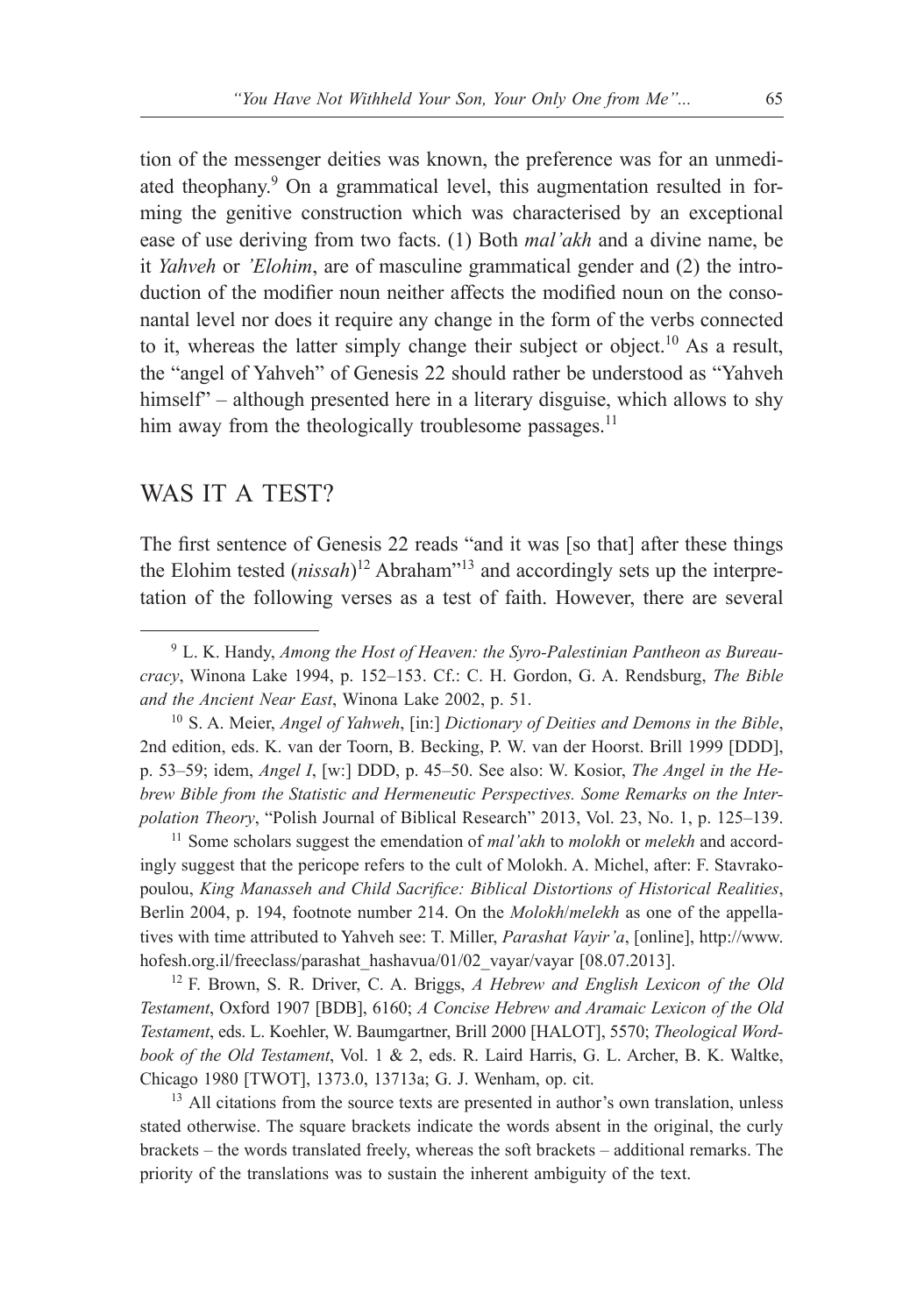tion of the messenger deities was known, the preference was for an unmediated theophany.[9] On a grammatical level, this augmentation resulted in forming the genitive construction which was characterised by an exceptional ease of use deriving from two facts. (1) Both *mal'akh* and a divine name, be it *Yahveh* or *'Elohim*, are of masculine grammatical gender and (2) the introduction of the modifier noun neither affects the modified noun on the consonantal level nor does it require any change in the form of the verbs connected to it, whereas the latter simply change their subject or object.[10] As a result, the "angel of Yahveh" of Genesis 22 should rather be understood as "Yahveh himself" – although presented here in a literary disguise, which allows to shy him away from the theologically troublesome passages.[11]

## WAS IT A TEST?

The first sentence of Genesis 22 reads "and it was [so that] after these things the Elohim tested (*nissah*)[12] Abraham"[13] and accordingly sets up the interpretation of the following verses as a test of faith. However, there are several

---

[9] L. K. Handy, *Among the Host of Heaven: the Syro-Palestinian Pantheon as Bureaucracy*, Winona Lake 1994, p. 152–153. Cf.: C. H. Gordon, G. A. Rendsburg, *The Bible and the Ancient Near East*, Winona Lake 2002, p. 51.

[10] S. A. Meier, *Angel of Yahweh*, [in:] *Dictionary of Deities and Demons in the Bible*, 2nd edition, eds. K. van der Toorn, B. Becking, P. W. van der Hoorst. Brill 1999 [DDD], p. 53–59; idem, *Angel I*, [w:] DDD, p. 45–50. See also: W. Kosior, *The Angel in the Hebrew Bible from the Statistic and Hermeneutic Perspectives. Some Remarks on the Interpolation Theory*, "Polish Journal of Biblical Research" 2013, Vol. 23, No. 1, p. 125–139.

[11] Some scholars suggest the emendation of *mal'akh* to *molokh* or *melekh* and accordingly suggest that the pericope refers to the cult of Molokh. A. Michel, after: F. Stavrakopoulou, *King Manasseh and Child Sacrifice: Biblical Distortions of Historical Realities*, Berlin 2004, p. 194, footnote number 214. On the *Molokh*/*melekh* as one of the appellatives with time attributed to Yahveh see: T. Miller, *Parashat Vayir'a*, [online], http://www.hofesh.org.il/freeclass/parashat_hashavua/01/02_vayar/vayar [08.07.2013].

[12] F. Brown, S. R. Driver, C. A. Briggs, *A Hebrew and English Lexicon of the Old Testament*, Oxford 1907 [BDB], 6160; *A Concise Hebrew and Aramaic Lexicon of the Old Testament*, eds. L. Koehler, W. Baumgartner, Brill 2000 [HALOT], 5570; *Theological Wordbook of the Old Testament*, Vol. 1 & 2, eds. R. Laird Harris, G. L. Archer, B. K. Waltke, Chicago 1980 [TWOT], 1373.0, 13713a; G. J. Wenham, op. cit.

[13] All citations from the source texts are presented in author's own translation, unless stated otherwise. The square brackets indicate the words absent in the original, the curly brackets – the words translated freely, whereas the soft brackets – additional remarks. The priority of the translations was to sustain the inherent ambiguity of the text.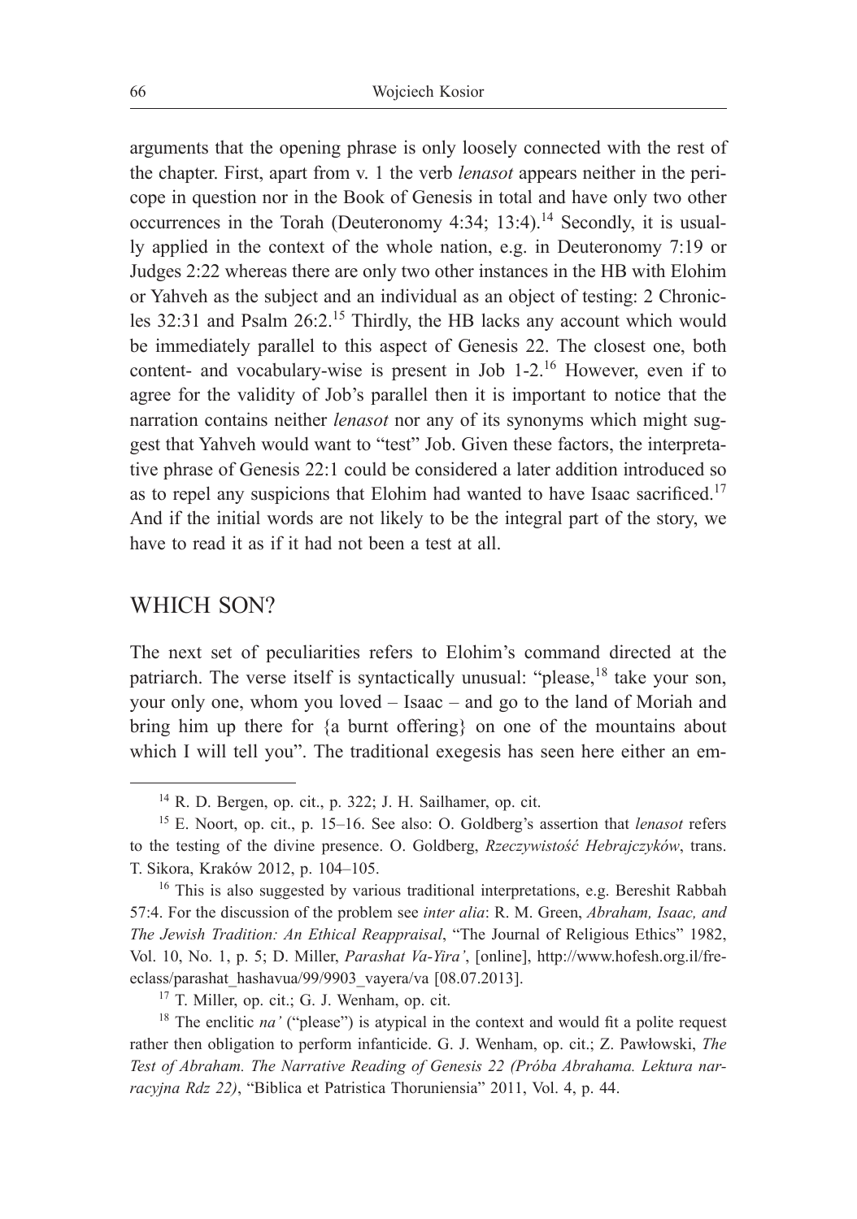arguments that the opening phrase is only loosely connected with the rest of the chapter. First, apart from v. 1 the verb *lenasot* appears neither in the pericope in question nor in the Book of Genesis in total and have only two other occurrences in the Torah (Deuteronomy 4:34; 13:4).[14] Secondly, it is usually applied in the context of the whole nation, e.g. in Deuteronomy 7:19 or Judges 2:22 whereas there are only two other instances in the HB with Elohim or Yahveh as the subject and an individual as an object of testing: 2 Chronicles 32:31 and Psalm 26:2.[15] Thirdly, the HB lacks any account which would be immediately parallel to this aspect of Genesis 22. The closest one, both content- and vocabulary-wise is present in Job 1-2.[16] However, even if to agree for the validity of Job's parallel then it is important to notice that the narration contains neither *lenasot* nor any of its synonyms which might suggest that Yahveh would want to "test" Job. Given these factors, the interpretative phrase of Genesis 22:1 could be considered a later addition introduced so as to repel any suspicions that Elohim had wanted to have Isaac sacrificed.[17] And if the initial words are not likely to be the integral part of the story, we have to read it as if it had not been a test at all.

## WHICH SON?

The next set of peculiarities refers to Elohim's command directed at the patriarch. The verse itself is syntactically unusual: "please,[18] take your son, your only one, whom you loved – Isaac – and go to the land of Moriah and bring him up there for {a burnt offering} on one of the mountains about which I will tell you". The traditional exegesis has seen here either an em-

---

[14] R. D. Bergen, op. cit., p. 322; J. H. Sailhamer, op. cit.

[15] E. Noort, op. cit., p. 15–16. See also: O. Goldberg's assertion that *lenasot* refers to the testing of the divine presence. O. Goldberg, *Rzeczywistość Hebrajczyków*, trans. T. Sikora, Kraków 2012, p. 104–105.

[16] This is also suggested by various traditional interpretations, e.g. Bereshit Rabbah 57:4. For the discussion of the problem see *inter alia*: R. M. Green, *Abraham, Isaac, and The Jewish Tradition: An Ethical Reappraisal*, "The Journal of Religious Ethics" 1982, Vol. 10, No. 1, p. 5; D. Miller, *Parashat Va-Yira'*, [online], http://www.hofesh.org.il/freeclass/parashat_hashavua/99/9903_vayera/va [08.07.2013].

[17] T. Miller, op. cit.; G. J. Wenham, op. cit.

[18] The enclitic *na'* ("please") is atypical in the context and would fit a polite request rather then obligation to perform infanticide. G. J. Wenham, op. cit.; Z. Pawłowski, *The Test of Abraham. The Narrative Reading of Genesis 22 (Próba Abrahama. Lektura narracyjna Rdz 22)*, "Biblica et Patristica Thoruniensia" 2011, Vol. 4, p. 44.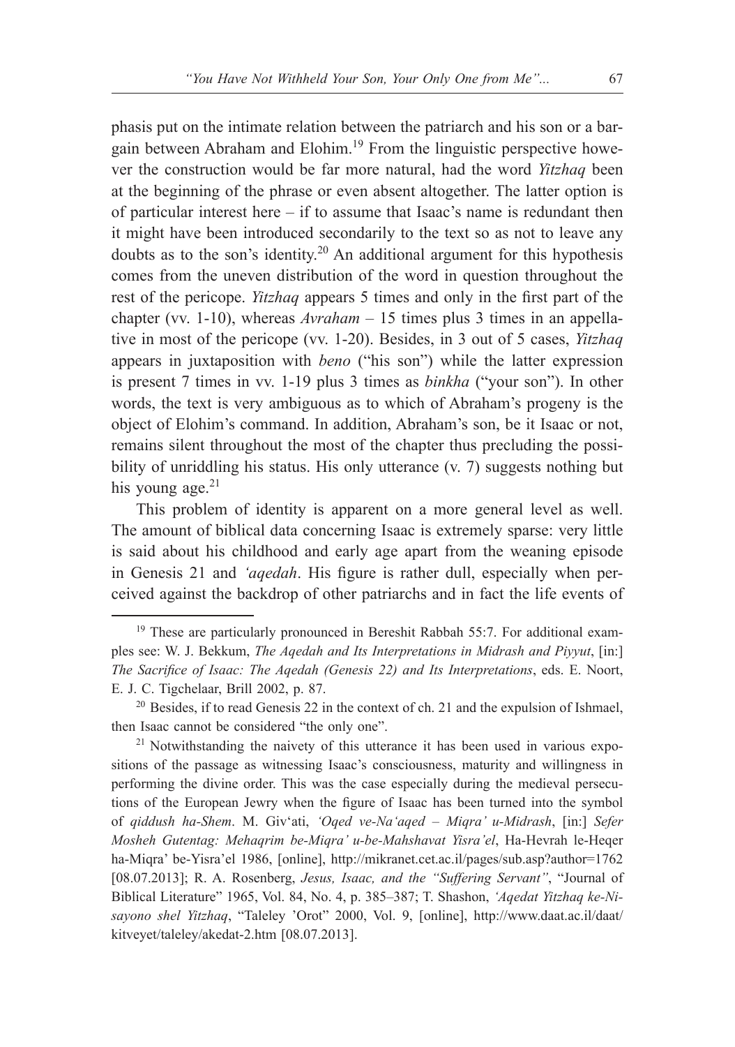phasis put on the intimate relation between the patriarch and his son or a bargain between Abraham and Elohim.[19] From the linguistic perspective however the construction would be far more natural, had the word *Yitzhaq* been at the beginning of the phrase or even absent altogether. The latter option is of particular interest here – if to assume that Isaac's name is redundant then it might have been introduced secondarily to the text so as not to leave any doubts as to the son's identity.[20] An additional argument for this hypothesis comes from the uneven distribution of the word in question throughout the rest of the pericope. *Yitzhaq* appears 5 times and only in the first part of the chapter (vv. 1-10), whereas *Avraham* – 15 times plus 3 times in an appellative in most of the pericope (vv. 1-20). Besides, in 3 out of 5 cases, *Yitzhaq* appears in juxtaposition with *beno* ("his son") while the latter expression is present 7 times in vv. 1-19 plus 3 times as *binkha* ("your son"). In other words, the text is very ambiguous as to which of Abraham's progeny is the object of Elohim's command. In addition, Abraham's son, be it Isaac or not, remains silent throughout the most of the chapter thus precluding the possibility of unriddling his status. His only utterance (v. 7) suggests nothing but his young age.[21]

This problem of identity is apparent on a more general level as well. The amount of biblical data concerning Isaac is extremely sparse: very little is said about his childhood and early age apart from the weaning episode in Genesis 21 and *'aqedah*. His figure is rather dull, especially when perceived against the backdrop of other patriarchs and in fact the life events of

---

[19] These are particularly pronounced in Bereshit Rabbah 55:7. For additional examples see: W. J. Bekkum, *The Aqedah and Its Interpretations in Midrash and Piyyut*, [in:] *The Sacrifice of Isaac: The Aqedah (Genesis 22) and Its Interpretations*, eds. E. Noort, E. J. C. Tigchelaar, Brill 2002, p. 87.

[20] Besides, if to read Genesis 22 in the context of ch. 21 and the expulsion of Ishmael, then Isaac cannot be considered "the only one".

[21] Notwithstanding the naivety of this utterance it has been used in various expositions of the passage as witnessing Isaac's consciousness, maturity and willingness in performing the divine order. This was the case especially during the medieval persecutions of the European Jewry when the figure of Isaac has been turned into the symbol of *qiddush ha-Shem*. M. Giv'ati, *'Oqed ve-Na'aqed – Miqra' u-Midrash*, [in:] *Sefer Mosheh Gutentag: Mehaqrim be-Miqra' u-be-Mahshavat Yisra'el*, Ha-Hevrah le-Heqer ha-Miqra' be-Yisra'el 1986, [online], http://mikranet.cet.ac.il/pages/sub.asp?author=1762 [08.07.2013]; R. A. Rosenberg, *Jesus, Isaac, and the "Suffering Servant"*, "Journal of Biblical Literature" 1965, Vol. 84, No. 4, p. 385–387; T. Shashon, *'Aqedat Yitzhaq ke-Nisayono shel Yitzhaq*, "Taleley 'Orot" 2000, Vol. 9, [online], http://www.daat.ac.il/daat/kitveyet/taleley/akedat-2.htm [08.07.2013].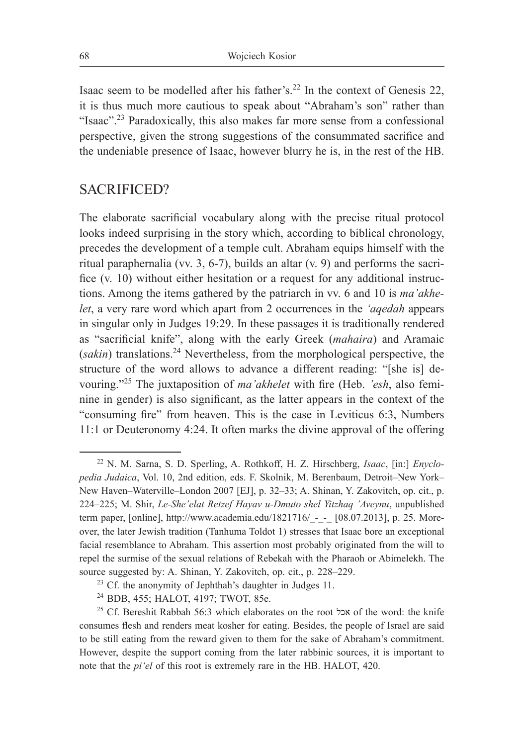Isaac seem to be modelled after his father's.[22] In the context of Genesis 22, it is thus much more cautious to speak about "Abraham's son" rather than "Isaac".[23] Paradoxically, this also makes far more sense from a confessional perspective, given the strong suggestions of the consummated sacrifice and the undeniable presence of Isaac, however blurry he is, in the rest of the HB.

## SACRIFICED?

The elaborate sacrificial vocabulary along with the precise ritual protocol looks indeed surprising in the story which, according to biblical chronology, precedes the development of a temple cult. Abraham equips himself with the ritual paraphernalia (vv. 3, 6-7), builds an altar (v. 9) and performs the sacrifice (v. 10) without either hesitation or a request for any additional instructions. Among the items gathered by the patriarch in vv. 6 and 10 is *ma'akhelet*, a very rare word which apart from 2 occurrences in the *'aqedah* appears in singular only in Judges 19:29. In these passages it is traditionally rendered as "sacrificial knife", along with the early Greek (*mahaira*) and Aramaic (*sakin*) translations.[24] Nevertheless, from the morphological perspective, the structure of the word allows to advance a different reading: "[she is] devouring."[25] The juxtaposition of *ma'akhelet* with fire (Heb. *'esh*, also feminine in gender) is also significant, as the latter appears in the context of the "consuming fire" from heaven. This is the case in Leviticus 6:3, Numbers 11:1 or Deuteronomy 4:24. It often marks the divine approval of the offering

---

[22] N. M. Sarna, S. D. Sperling, A. Rothkoff, H. Z. Hirschberg, *Isaac*, [in:] *Encyclopedia Judaica*, Vol. 10, 2nd edition, eds. F. Skolnik, M. Berenbaum, Detroit–New York–New Haven–Waterville–London 2007 [EJ], p. 32–33; A. Shinan, Y. Zakovitch, op. cit., p. 224–225; M. Shir, *Le-She'elat Retzef Hayav u-Dmuto shel Yitzhaq 'Aveynu*, unpublished term paper, [online], http://www.academia.edu/1821716/_-_-_ [08.07.2013], p. 25. Moreover, the later Jewish tradition (Tanhuma Toldot 1) stresses that Isaac bore an exceptional facial resemblance to Abraham. This assertion most probably originated from the will to repel the surmise of the sexual relations of Rebekah with the Pharaoh or Abimelekh. The source suggested by: A. Shinan, Y. Zakovitch, op. cit., p. 228–229.

[23] Cf. the anonymity of Jephthah's daughter in Judges 11.

[24] BDB, 455; HALOT, 4197; TWOT, 85e.

[25] Cf. Bereshit Rabbah 56:3 which elaborates on the root אכל of the word: the knife consumes flesh and renders meat kosher for eating. Besides, the people of Israel are said to be still eating from the reward given to them for the sake of Abraham's commitment. However, despite the support coming from the later rabbinic sources, it is important to note that the *pi'el* of this root is extremely rare in the HB. HALOT, 420.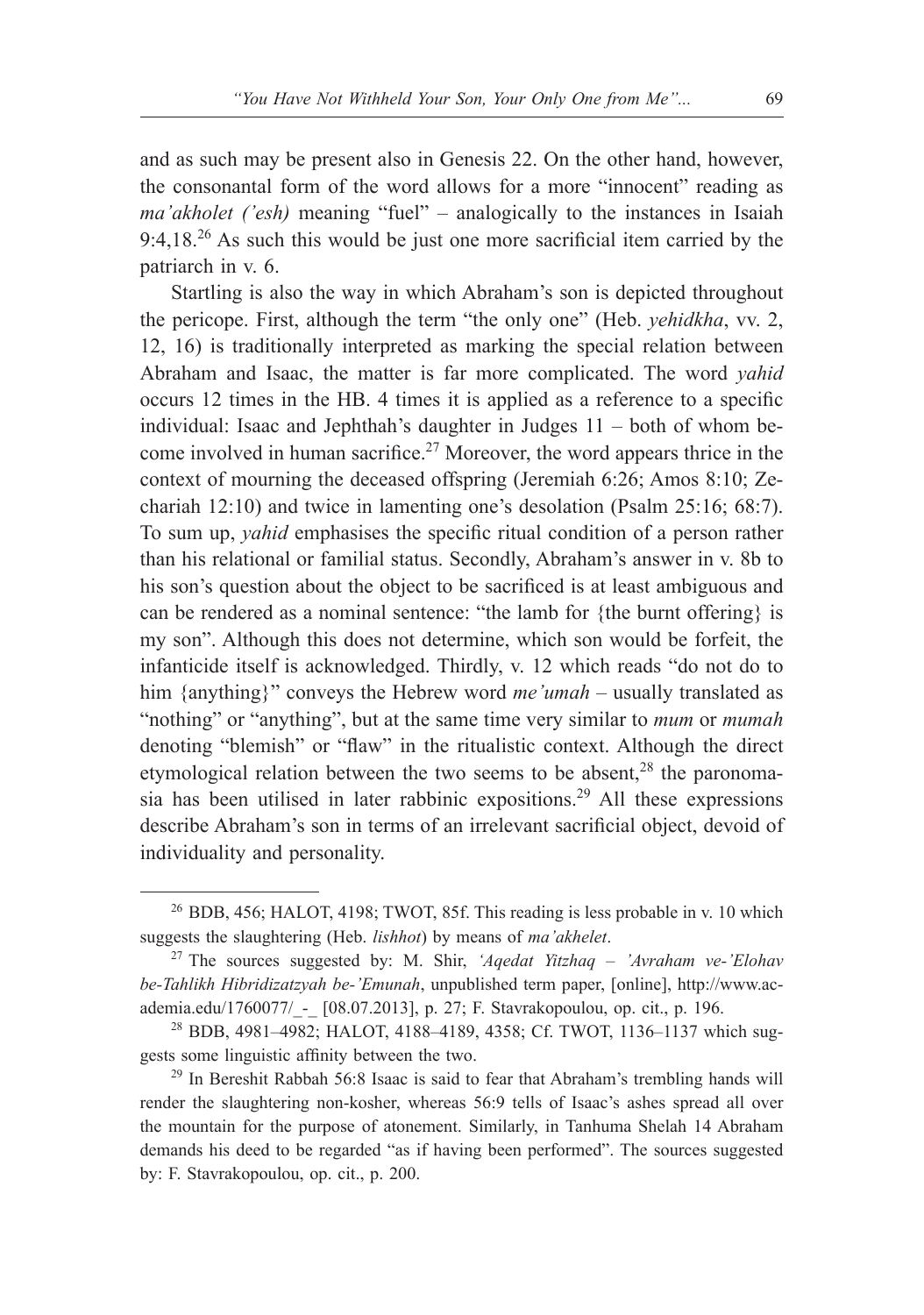and as such may be present also in Genesis 22. On the other hand, however, the consonantal form of the word allows for a more "innocent" reading as *ma'akholet ('esh)* meaning "fuel" – analogically to the instances in Isaiah 9:4,18.[26] As such this would be just one more sacrificial item carried by the patriarch in v. 6.

Startling is also the way in which Abraham's son is depicted throughout the pericope. First, although the term "the only one" (Heb. *yehidkha*, vv. 2, 12, 16) is traditionally interpreted as marking the special relation between Abraham and Isaac, the matter is far more complicated. The word *yahid* occurs 12 times in the HB. 4 times it is applied as a reference to a specific individual: Isaac and Jephthah's daughter in Judges 11 – both of whom become involved in human sacrifice.[27] Moreover, the word appears thrice in the context of mourning the deceased offspring (Jeremiah 6:26; Amos 8:10; Zechariah 12:10) and twice in lamenting one's desolation (Psalm 25:16; 68:7). To sum up, *yahid* emphasises the specific ritual condition of a person rather than his relational or familial status. Secondly, Abraham's answer in v. 8b to his son's question about the object to be sacrificed is at least ambiguous and can be rendered as a nominal sentence: "the lamb for {the burnt offering} is my son". Although this does not determine, which son would be forfeit, the infanticide itself is acknowledged. Thirdly, v. 12 which reads "do not do to him {anything}" conveys the Hebrew word *me'umah* – usually translated as "nothing" or "anything", but at the same time very similar to *mum* or *mumah* denoting "blemish" or "flaw" in the ritualistic context. Although the direct etymological relation between the two seems to be absent,[28] the paronomasia has been utilised in later rabbinic expositions.[29] All these expressions describe Abraham's son in terms of an irrelevant sacrificial object, devoid of individuality and personality.

---

[26] BDB, 456; HALOT, 4198; TWOT, 85f. This reading is less probable in v. 10 which suggests the slaughtering (Heb. *lishhot*) by means of *ma'akhelet*.

[27] The sources suggested by: M. Shir, *'Aqedat Yitzhaq – 'Avraham ve-'Elohav be-Tahlikh Hibridizatzyah be-'Emunah*, unpublished term paper, [online], http://www.academia.edu/1760077/_-_ [08.07.2013], p. 27; F. Stavrakopoulou, op. cit., p. 196.

[28] BDB, 4981–4982; HALOT, 4188–4189, 4358; Cf. TWOT, 1136–1137 which suggests some linguistic affinity between the two.

[29] In Bereshit Rabbah 56:8 Isaac is said to fear that Abraham's trembling hands will render the slaughtering non-kosher, whereas 56:9 tells of Isaac's ashes spread all over the mountain for the purpose of atonement. Similarly, in Tanhuma Shelah 14 Abraham demands his deed to be regarded "as if having been performed". The sources suggested by: F. Stavrakopoulou, op. cit., p. 200.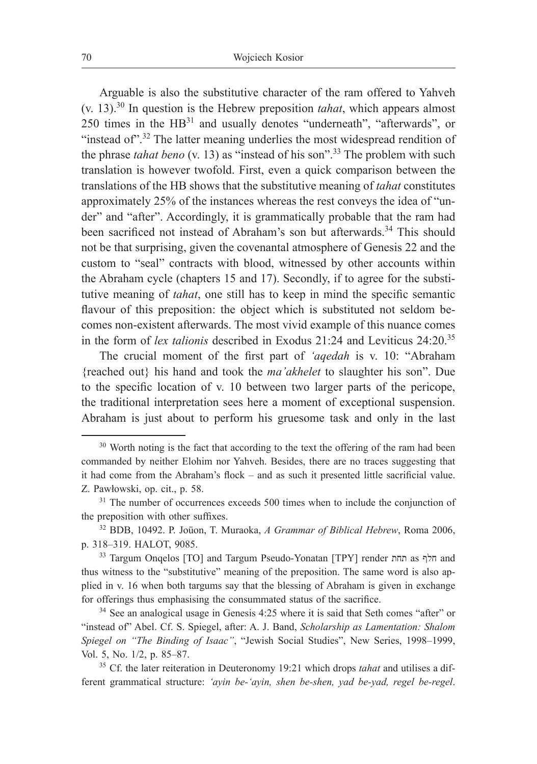Arguable is also the substitutive character of the ram offered to Yahveh (v. 13).[30] In question is the Hebrew preposition *tahat*, which appears almost 250 times in the HB[31] and usually denotes "underneath", "afterwards", or "instead of".[32] The latter meaning underlies the most widespread rendition of the phrase *tahat beno* (v. 13) as "instead of his son".[33] The problem with such translation is however twofold. First, even a quick comparison between the translations of the HB shows that the substitutive meaning of *tahat* constitutes approximately 25% of the instances whereas the rest conveys the idea of "under" and "after". Accordingly, it is grammatically probable that the ram had been sacrificed not instead of Abraham's son but afterwards.[34] This should not be that surprising, given the covenantal atmosphere of Genesis 22 and the custom to "seal" contracts with blood, witnessed by other accounts within the Abraham cycle (chapters 15 and 17). Secondly, if to agree for the substitutive meaning of *tahat*, one still has to keep in mind the specific semantic flavour of this preposition: the object which is substituted not seldom becomes non-existent afterwards. The most vivid example of this nuance comes in the form of *lex talionis* described in Exodus 21:24 and Leviticus 24:20.[35]

The crucial moment of the first part of *'aqedah* is v. 10: "Abraham {reached out} his hand and took the *ma'akhelet* to slaughter his son". Due to the specific location of v. 10 between two larger parts of the pericope, the traditional interpretation sees here a moment of exceptional suspension. Abraham is just about to perform his gruesome task and only in the last

---

[30] Worth noting is the fact that according to the text the offering of the ram had been commanded by neither Elohim nor Yahveh. Besides, there are no traces suggesting that it had come from the Abraham's flock – and as such it presented little sacrificial value. Z. Pawłowski, op. cit., p. 58.

[31] The number of occurrences exceeds 500 times when to include the conjunction of the preposition with other suffixes.

[32] BDB, 10492. P. Joüon, T. Muraoka, *A Grammar of Biblical Hebrew*, Roma 2006, p. 318–319. HALOT, 9085.

[33] Targum Onqelos [TO] and Targum Pseudo-Yonatan [TPY] render תחת as חלף and thus witness to the "substitutive" meaning of the preposition. The same word is also applied in v. 16 when both targums say that the blessing of Abraham is given in exchange for offerings thus emphasising the consummated status of the sacrifice.

[34] See an analogical usage in Genesis 4:25 where it is said that Seth comes "after" or "instead of" Abel. Cf. S. Spiegel, after: A. J. Band, *Scholarship as Lamentation: Shalom Spiegel on "The Binding of Isaac"*, "Jewish Social Studies", New Series, 1998–1999, Vol. 5, No. 1/2, p. 85–87.

[35] Cf. the later reiteration in Deuteronomy 19:21 which drops *tahat* and utilises a different grammatical structure: *'ayin be-'ayin, shen be-shen, yad be-yad, regel be-regel*.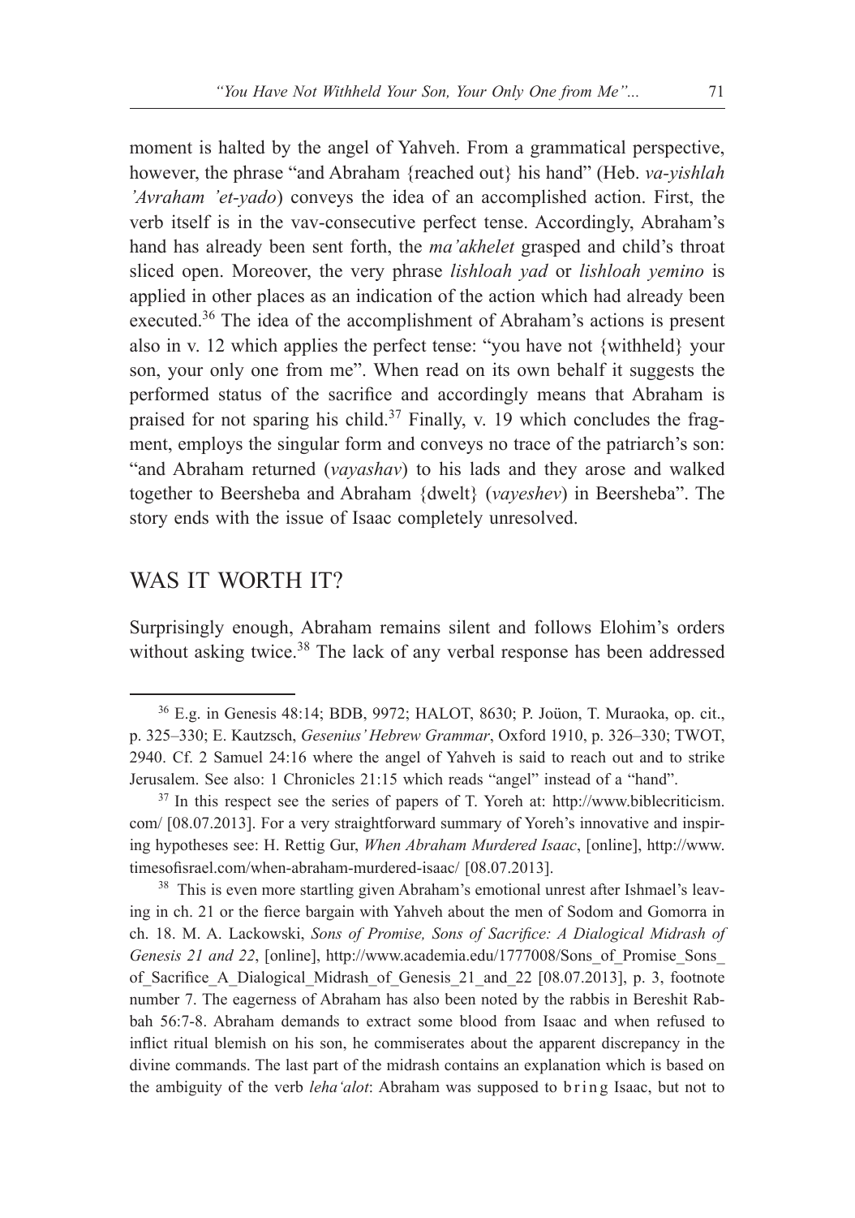moment is halted by the angel of Yahveh. From a grammatical perspective, however, the phrase "and Abraham {reached out} his hand" (Heb. *va-yishlah 'Avraham 'et-yado*) conveys the idea of an accomplished action. First, the verb itself is in the vav-consecutive perfect tense. Accordingly, Abraham's hand has already been sent forth, the *ma'akhelet* grasped and child's throat sliced open. Moreover, the very phrase *lishloah yad* or *lishloah yemino* is applied in other places as an indication of the action which had already been executed.[36] The idea of the accomplishment of Abraham's actions is present also in v. 12 which applies the perfect tense: "you have not {withheld} your son, your only one from me". When read on its own behalf it suggests the performed status of the sacrifice and accordingly means that Abraham is praised for not sparing his child.[37] Finally, v. 19 which concludes the fragment, employs the singular form and conveys no trace of the patriarch's son: "and Abraham returned (*vayashav*) to his lads and they arose and walked together to Beersheba and Abraham {dwelt} (*vayeshev*) in Beersheba". The story ends with the issue of Isaac completely unresolved.

## WAS IT WORTH IT?

Surprisingly enough, Abraham remains silent and follows Elohim's orders without asking twice.[38] The lack of any verbal response has been addressed

---

[36] E.g. in Genesis 48:14; BDB, 9972; HALOT, 8630; P. Joüon, T. Muraoka, op. cit., p. 325–330; E. Kautzsch, *Gesenius' Hebrew Grammar*, Oxford 1910, p. 326–330; TWOT, 2940. Cf. 2 Samuel 24:16 where the angel of Yahveh is said to reach out and to strike Jerusalem. See also: 1 Chronicles 21:15 which reads "angel" instead of a "hand".

[37] In this respect see the series of papers of T. Yoreh at: http://www.biblecriticism.com/ [08.07.2013]. For a very straightforward summary of Yoreh's innovative and inspiring hypotheses see: H. Rettig Gur, *When Abraham Murdered Isaac*, [online], http://www.timesofisrael.com/when-abraham-murdered-isaac/ [08.07.2013].

[38] This is even more startling given Abraham's emotional unrest after Ishmael's leaving in ch. 21 or the fierce bargain with Yahveh about the men of Sodom and Gomorra in ch. 18. M. A. Lackowski, *Sons of Promise, Sons of Sacrifice: A Dialogical Midrash of Genesis 21 and 22*, [online], http://www.academia.edu/1777008/Sons_of_Promise_Sons_of_Sacrifice_A_Dialogical_Midrash_of_Genesis_21_and_22 [08.07.2013], p. 3, footnote number 7. The eagerness of Abraham has also been noted by the rabbis in Bereshit Rabbah 56:7-8. Abraham demands to extract some blood from Isaac and when refused to inflict ritual blemish on his son, he commiserates about the apparent discrepancy in the divine commands. The last part of the midrash contains an explanation which is based on the ambiguity of the verb *leha'alot*: Abraham was supposed to b r i n g Isaac, but not to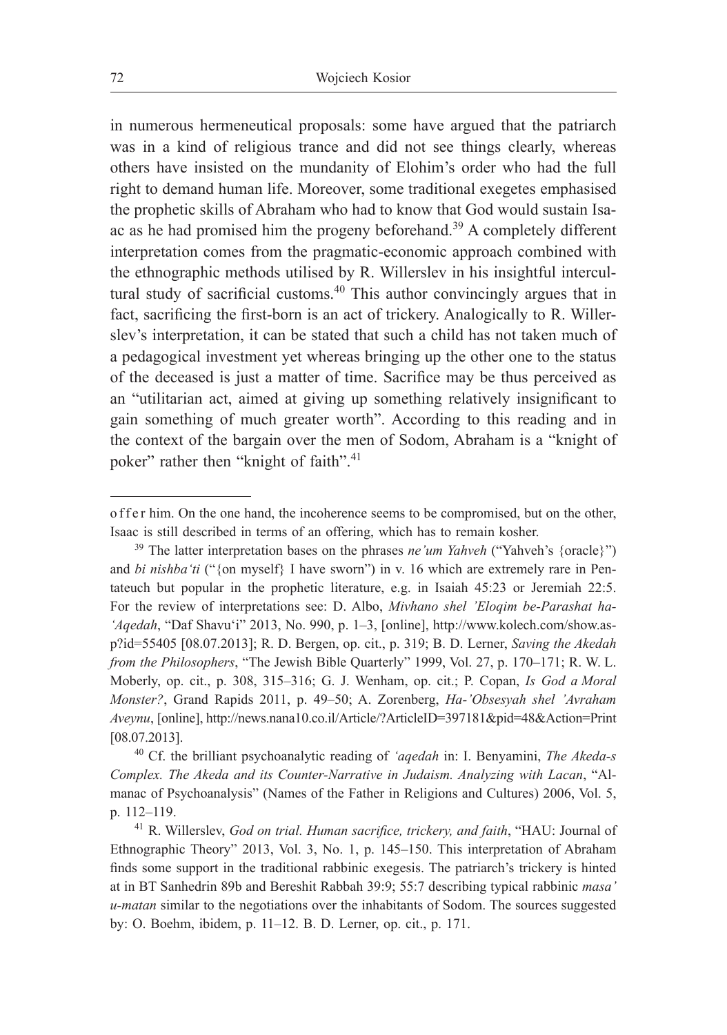in numerous hermeneutical proposals: some have argued that the patriarch was in a kind of religious trance and did not see things clearly, whereas others have insisted on the mundanity of Elohim's order who had the full right to demand human life. Moreover, some traditional exegetes emphasised the prophetic skills of Abraham who had to know that God would sustain Isaac as he had promised him the progeny beforehand.[39] A completely different interpretation comes from the pragmatic-economic approach combined with the ethnographic methods utilised by R. Willerslev in his insightful intercultural study of sacrificial customs.[40] This author convincingly argues that in fact, sacrificing the first-born is an act of trickery. Analogically to R. Willerslev's interpretation, it can be stated that such a child has not taken much of a pedagogical investment yet whereas bringing up the other one to the status of the deceased is just a matter of time. Sacrifice may be thus perceived as an "utilitarian act, aimed at giving up something relatively insignificant to gain something of much greater worth". According to this reading and in the context of the bargain over the men of Sodom, Abraham is a "knight of poker" rather then "knight of faith".[41]

---

o f f e r him. On the one hand, the incoherence seems to be compromised, but on the other, Isaac is still described in terms of an offering, which has to remain kosher.

[39] The latter interpretation bases on the phrases *ne'um Yahveh* ("Yahveh's {oracle}") and *bi nishba'ti* ("{on myself} I have sworn") in v. 16 which are extremely rare in Pentateuch but popular in the prophetic literature, e.g. in Isaiah 45:23 or Jeremiah 22:5. For the review of interpretations see: D. Albo, *Mivhano shel 'Eloqim be-Parashat ha-'Aqedah*, "Daf Shavu'i" 2013, No. 990, p. 1–3, [online], http://www.kolech.com/show.asp?id=55405 [08.07.2013]; R. D. Bergen, op. cit., p. 319; B. D. Lerner, *Saving the Akedah from the Philosophers*, "The Jewish Bible Quarterly" 1999, Vol. 27, p. 170–171; R. W. L. Moberly, op. cit., p. 308, 315–316; G. J. Wenham, op. cit.; P. Copan, *Is God a Moral Monster?*, Grand Rapids 2011, p. 49–50; A. Zorenberg, *Ha-'Obsesyah shel 'Avraham Aveynu*, [online], http://news.nana10.co.il/Article/?ArticleID=397181&pid=48&Action=Print [08.07.2013].

[40] Cf. the brilliant psychoanalytic reading of *'aqedah* in: I. Benyamini, *The Akeda-s Complex. The Akeda and its Counter-Narrative in Judaism. Analyzing with Lacan*, "Almanac of Psychoanalysis" (Names of the Father in Religions and Cultures) 2006, Vol. 5, p. 112–119.

[41] R. Willerslev, *God on trial. Human sacrifice, trickery, and faith*, "HAU: Journal of Ethnographic Theory" 2013, Vol. 3, No. 1, p. 145–150. This interpretation of Abraham finds some support in the traditional rabbinic exegesis. The patriarch's trickery is hinted at in BT Sanhedrin 89b and Bereshit Rabbah 39:9; 55:7 describing typical rabbinic *masa' u-matan* similar to the negotiations over the inhabitants of Sodom. The sources suggested by: O. Boehm, ibidem, p. 11–12. B. D. Lerner, op. cit., p. 171.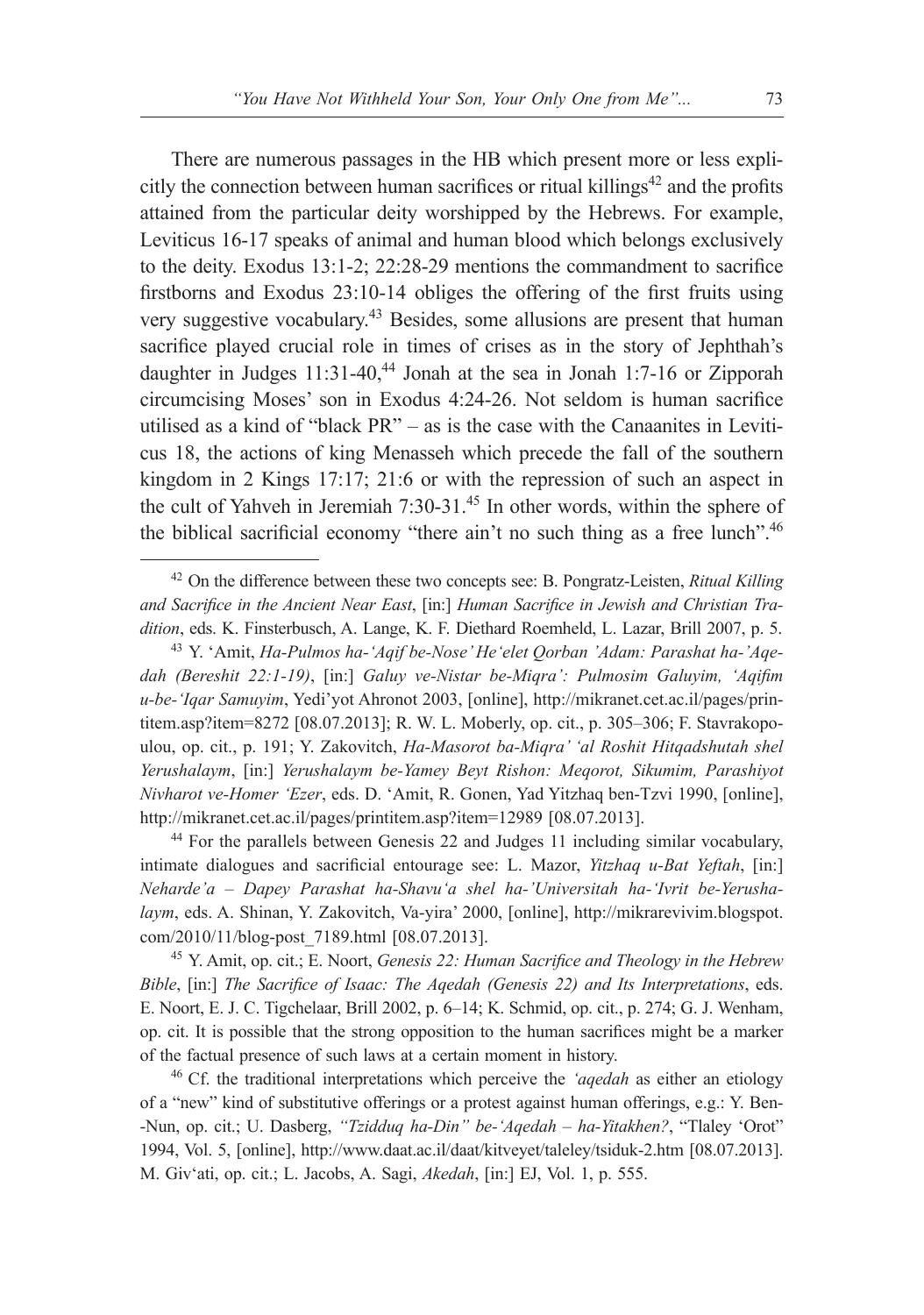There are numerous passages in the HB which present more or less explicitly the connection between human sacrifices or ritual killings[42] and the profits attained from the particular deity worshipped by the Hebrews. For example, Leviticus 16-17 speaks of animal and human blood which belongs exclusively to the deity. Exodus 13:1-2; 22:28-29 mentions the commandment to sacrifice firstborns and Exodus 23:10-14 obliges the offering of the first fruits using very suggestive vocabulary.[43] Besides, some allusions are present that human sacrifice played crucial role in times of crises as in the story of Jephthah's daughter in Judges 11:31-40,[44] Jonah at the sea in Jonah 1:7-16 or Zipporah circumcising Moses' son in Exodus 4:24-26. Not seldom is human sacrifice utilised as a kind of "black PR" – as is the case with the Canaanites in Leviticus 18, the actions of king Menasseh which precede the fall of the southern kingdom in 2 Kings 17:17; 21:6 or with the repression of such an aspect in the cult of Yahveh in Jeremiah 7:30-31.[45] In other words, within the sphere of the biblical sacrificial economy "there ain't no such thing as a free lunch".[46]

---

[42] On the difference between these two concepts see: B. Pongratz-Leisten, *Ritual Killing and Sacrifice in the Ancient Near East*, [in:] *Human Sacrifice in Jewish and Christian Tradition*, eds. K. Finsterbusch, A. Lange, K. F. Diethard Roemheld, L. Lazar, Brill 2007, p. 5.

[43] Y. 'Amit, *Ha-Pulmos ha-'Aqif be-Nose' He'elet Qorban 'Adam: Parashat ha-'Aqedah (Bereshit 22:1-19)*, [in:] *Galuy ve-Nistar be-Miqra': Pulmosim Galuyim, 'Aqifim u-be-'Iqar Samuyim*, Yedi'yot Ahronot 2003, [online], http://mikranet.cet.ac.il/pages/printitem.asp?item=8272 [08.07.2013]; R. W. L. Moberly, op. cit., p. 305–306; F. Stavrakopoulou, op. cit., p. 191; Y. Zakovitch, *Ha-Masorot ba-Miqra' 'al Roshit Hitqadshutah shel Yerushalaym*, [in:] *Yerushalaym be-Yamey Beyt Rishon: Meqorot, Sikumim, Parashiyot Nivharot ve-Homer 'Ezer*, eds. D. 'Amit, R. Gonen, Yad Yitzhaq ben-Tzvi 1990, [online], http://mikranet.cet.ac.il/pages/printitem.asp?item=12989 [08.07.2013].

[44] For the parallels between Genesis 22 and Judges 11 including similar vocabulary, intimate dialogues and sacrificial entourage see: L. Mazor, *Yitzhaq u-Bat Yeftah*, [in:] *Neharde'a – Dapey Parashat ha-Shavu'a shel ha-'Universitah ha-'Ivrit be-Yerushalaym*, eds. A. Shinan, Y. Zakovitch, Va-yira' 2000, [online], http://mikrarevivim.blogspot.com/2010/11/blog-post_7189.html [08.07.2013].

[45] Y. Amit, op. cit.; E. Noort, *Genesis 22: Human Sacrifice and Theology in the Hebrew Bible*, [in:] *The Sacrifice of Isaac: The Aqedah (Genesis 22) and Its Interpretations*, eds. E. Noort, E. J. C. Tigchelaar, Brill 2002, p. 6–14; K. Schmid, op. cit., p. 274; G. J. Wenham, op. cit. It is possible that the strong opposition to the human sacrifices might be a marker of the factual presence of such laws at a certain moment in history.

[46] Cf. the traditional interpretations which perceive the *'aqedah* as either an etiology of a "new" kind of substitutive offerings or a protest against human offerings, e.g.: Y. Ben--Nun, op. cit.; U. Dasberg, *"Tzidduq ha-Din" be-'Aqedah – ha-Yitakhen?*, "Tlaley 'Orot" 1994, Vol. 5, [online], http://www.daat.ac.il/daat/kitveyet/taleley/tsiduk-2.htm [08.07.2013]. M. Giv'ati, op. cit.; L. Jacobs, A. Sagi, *Akedah*, [in:] EJ, Vol. 1, p. 555.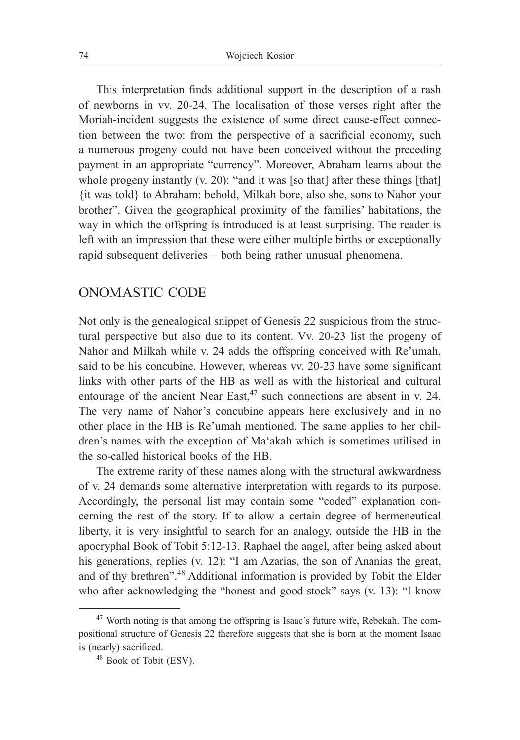This interpretation finds additional support in the description of a rash of newborns in vv. 20-24. The localisation of those verses right after the Moriah-incident suggests the existence of some direct cause-effect connection between the two: from the perspective of a sacrificial economy, such a numerous progeny could not have been conceived without the preceding payment in an appropriate "currency". Moreover, Abraham learns about the whole progeny instantly (v. 20): "and it was [so that] after these things [that] {it was told} to Abraham: behold, Milkah bore, also she, sons to Nahor your brother". Given the geographical proximity of the families' habitations, the way in which the offspring is introduced is at least surprising. The reader is left with an impression that these were either multiple births or exceptionally rapid subsequent deliveries – both being rather unusual phenomena.

## ONOMASTIC CODE

Not only is the genealogical snippet of Genesis 22 suspicious from the structural perspective but also due to its content. Vv. 20-23 list the progeny of Nahor and Milkah while v. 24 adds the offspring conceived with Re'umah, said to be his concubine. However, whereas vv. 20-23 have some significant links with other parts of the HB as well as with the historical and cultural entourage of the ancient Near East,[47] such connections are absent in v. 24. The very name of Nahor's concubine appears here exclusively and in no other place in the HB is Re'umah mentioned. The same applies to her children's names with the exception of Ma'akah which is sometimes utilised in the so-called historical books of the HB.

The extreme rarity of these names along with the structural awkwardness of v. 24 demands some alternative interpretation with regards to its purpose. Accordingly, the personal list may contain some "coded" explanation concerning the rest of the story. If to allow a certain degree of hermeneutical liberty, it is very insightful to search for an analogy, outside the HB in the apocryphal Book of Tobit 5:12-13. Raphael the angel, after being asked about his generations, replies (v. 12): "I am Azarias, the son of Ananias the great, and of thy brethren".[48] Additional information is provided by Tobit the Elder who after acknowledging the "honest and good stock" says (v. 13): "I know

---

[47] Worth noting is that among the offspring is Isaac's future wife, Rebekah. The compositional structure of Genesis 22 therefore suggests that she is born at the moment Isaac is (nearly) sacrificed.

[48] Book of Tobit (ESV).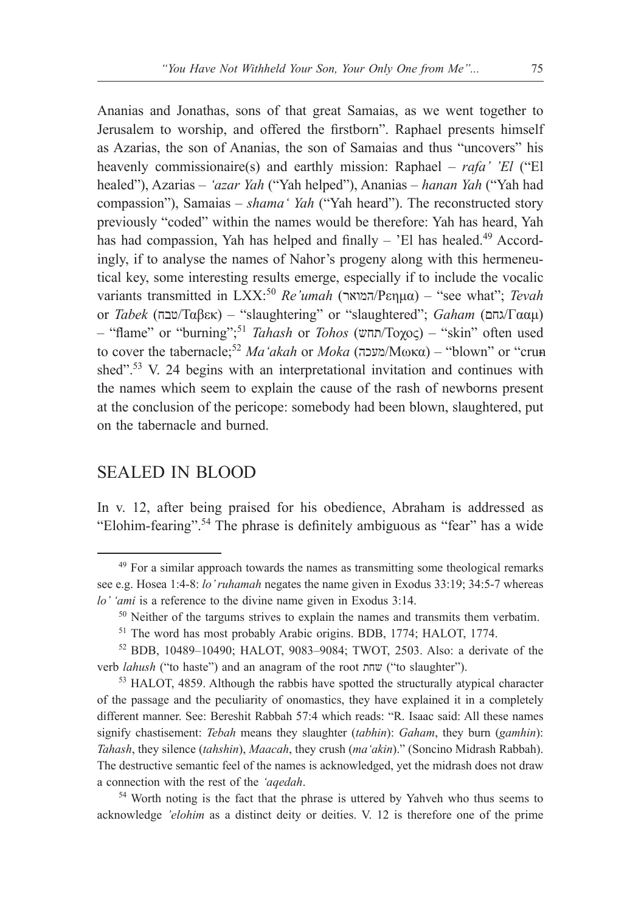Ananias and Jonathas, sons of that great Samaias, as we went together to Jerusalem to worship, and offered the firstborn". Raphael presents himself as Azarias, the son of Ananias, the son of Samaias and thus "uncovers" his heavenly commissionaire(s) and earthly mission: Raphael – *rafa' 'El* ("El healed"), Azarias – *'azar Yah* ("Yah helped"), Ananias – *hanan Yah* ("Yah had compassion"), Samaias – *shama' Yah* ("Yah heard"). The reconstructed story previously "coded" within the names would be therefore: Yah has heard, Yah has had compassion, Yah has helped and finally – 'El has healed.[49] Accordingly, if to analyse the names of Nahor's progeny along with this hermeneutical key, some interesting results emerge, especially if to include the vocalic variants transmitted in LXX:[50] *Re'umah* (המואר/Ρεημα) – "see what"; *Tevah* or *Tabek* (טבח/Ταβεκ) – "slaughtering" or "slaughtered"; *Gaham* (גחם/Γααμ) – "flame" or "burning";[51] *Tahash* or *Tohos* (תחש/Τοχος) – "skin" often used to cover the tabernacle;[52] *Ma'akah* or *Moka* (מעכה/Μωκα) – "blown" or "crushed".[53] V. 24 begins with an interpretational invitation and continues with the names which seem to explain the cause of the rash of newborns present at the conclusion of the pericope: somebody had been blown, slaughtered, put on the tabernacle and burned.

## SEALED IN BLOOD

In v. 12, after being praised for his obedience, Abraham is addressed as "Elohim-fearing".[54] The phrase is definitely ambiguous as "fear" has a wide

---

[49] For a similar approach towards the names as transmitting some theological remarks see e.g. Hosea 1:4-8: *lo' ruhamah* negates the name given in Exodus 33:19; 34:5-7 whereas *lo' 'ami* is a reference to the divine name given in Exodus 3:14.

[50] Neither of the targums strives to explain the names and transmits them verbatim.

[51] The word has most probably Arabic origins. BDB, 1774; HALOT, 1774.

[52] BDB, 10489–10490; HALOT, 9083–9084; TWOT, 2503. Also: a derivate of the verb *lahush* ("to haste") and an anagram of the root שחת ("to slaughter").

[53] HALOT, 4859. Although the rabbis have spotted the structurally atypical character of the passage and the peculiarity of onomastics, they have explained it in a completely different manner. See: Bereshit Rabbah 57:4 which reads: "R. Isaac said: All these names signify chastisement: *Tebah* means they slaughter (*tabhin*): *Gaham*, they burn (*gamhin*): *Tahash*, they silence (*tahshin*), *Maacah*, they crush (*ma'akin*)." (Soncino Midrash Rabbah). The destructive semantic feel of the names is acknowledged, yet the midrash does not draw a connection with the rest of the *'aqedah*.

[54] Worth noting is the fact that the phrase is uttered by Yahveh who thus seems to acknowledge *'elohim* as a distinct deity or deities. V. 12 is therefore one of the prime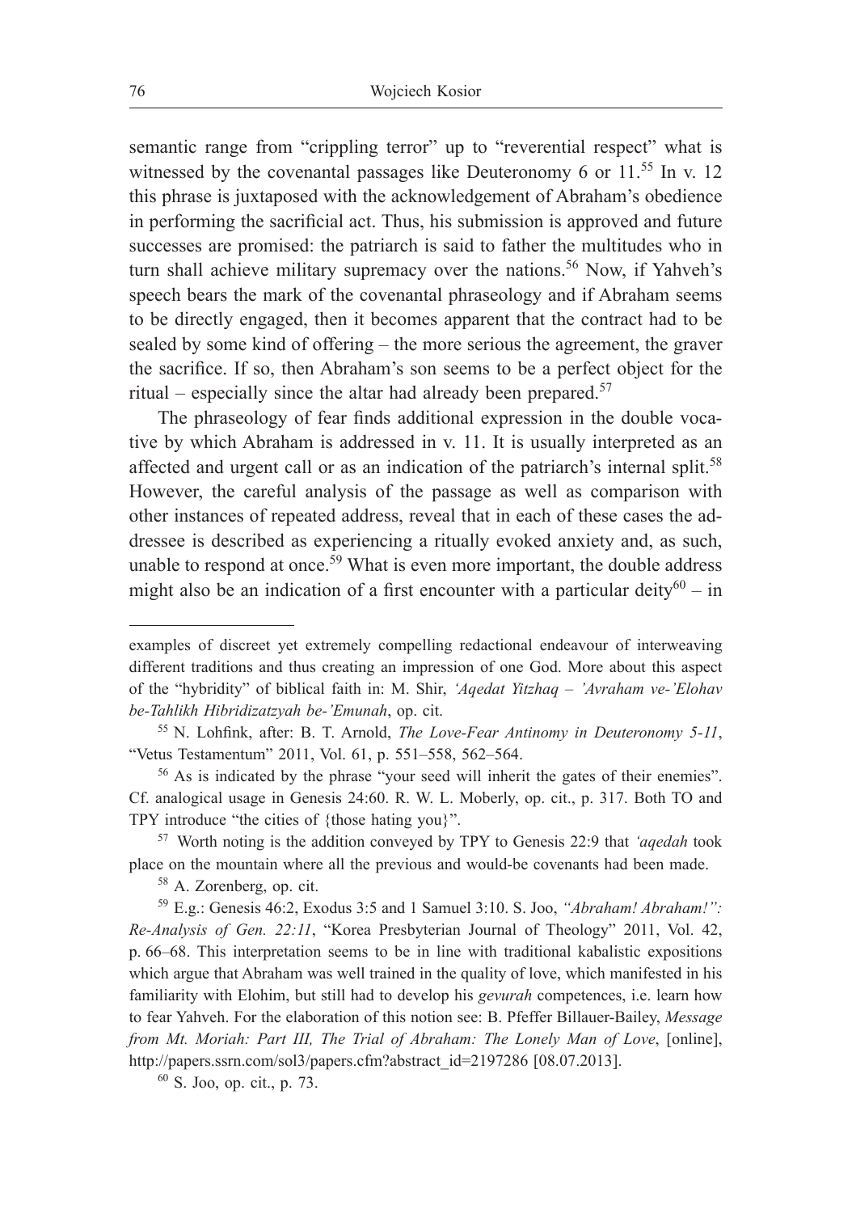semantic range from "crippling terror" up to "reverential respect" what is witnessed by the covenantal passages like Deuteronomy 6 or 11.[55] In v. 12 this phrase is juxtaposed with the acknowledgement of Abraham's obedience in performing the sacrificial act. Thus, his submission is approved and future successes are promised: the patriarch is said to father the multitudes who in turn shall achieve military supremacy over the nations.[56] Now, if Yahveh's speech bears the mark of the covenantal phraseology and if Abraham seems to be directly engaged, then it becomes apparent that the contract had to be sealed by some kind of offering – the more serious the agreement, the graver the sacrifice. If so, then Abraham's son seems to be a perfect object for the ritual – especially since the altar had already been prepared.[57]

The phraseology of fear finds additional expression in the double vocative by which Abraham is addressed in v. 11. It is usually interpreted as an affected and urgent call or as an indication of the patriarch's internal split.[58] However, the careful analysis of the passage as well as comparison with other instances of repeated address, reveal that in each of these cases the addressee is described as experiencing a ritually evoked anxiety and, as such, unable to respond at once.[59] What is even more important, the double address might also be an indication of a first encounter with a particular deity[60] – in

---

examples of discreet yet extremely compelling redactional endeavour of interweaving different traditions and thus creating an impression of one God. More about this aspect of the "hybridity" of biblical faith in: M. Shir, *'Aqedat Yitzhaq – 'Avraham ve-'Elohav be-Tahlikh Hibridizatzyah be-'Emunah*, op. cit.

[55] N. Lohfink, after: B. T. Arnold, *The Love-Fear Antinomy in Deuteronomy 5-11*, "Vetus Testamentum" 2011, Vol. 61, p. 551–558, 562–564.

[56] As is indicated by the phrase "your seed will inherit the gates of their enemies". Cf. analogical usage in Genesis 24:60. R. W. L. Moberly, op. cit., p. 317. Both TO and TPY introduce "the cities of {those hating you}".

[57] Worth noting is the addition conveyed by TPY to Genesis 22:9 that *'aqedah* took place on the mountain where all the previous and would-be covenants had been made.

[58] A. Zorenberg, op. cit.

[59] E.g.: Genesis 46:2, Exodus 3:5 and 1 Samuel 3:10. S. Joo, *"Abraham! Abraham!": Re-Analysis of Gen. 22:11*, "Korea Presbyterian Journal of Theology" 2011, Vol. 42, p. 66–68. This interpretation seems to be in line with traditional kabalistic expositions which argue that Abraham was well trained in the quality of love, which manifested in his familiarity with Elohim, but still had to develop his *gevurah* competences, i.e. learn how to fear Yahveh. For the elaboration of this notion see: B. Pfeffer Billauer-Bailey, *Message from Mt. Moriah: Part III, The Trial of Abraham: The Lonely Man of Love*, [online], http://papers.ssrn.com/sol3/papers.cfm?abstract_id=2197286 [08.07.2013].

[60] S. Joo, op. cit., p. 73.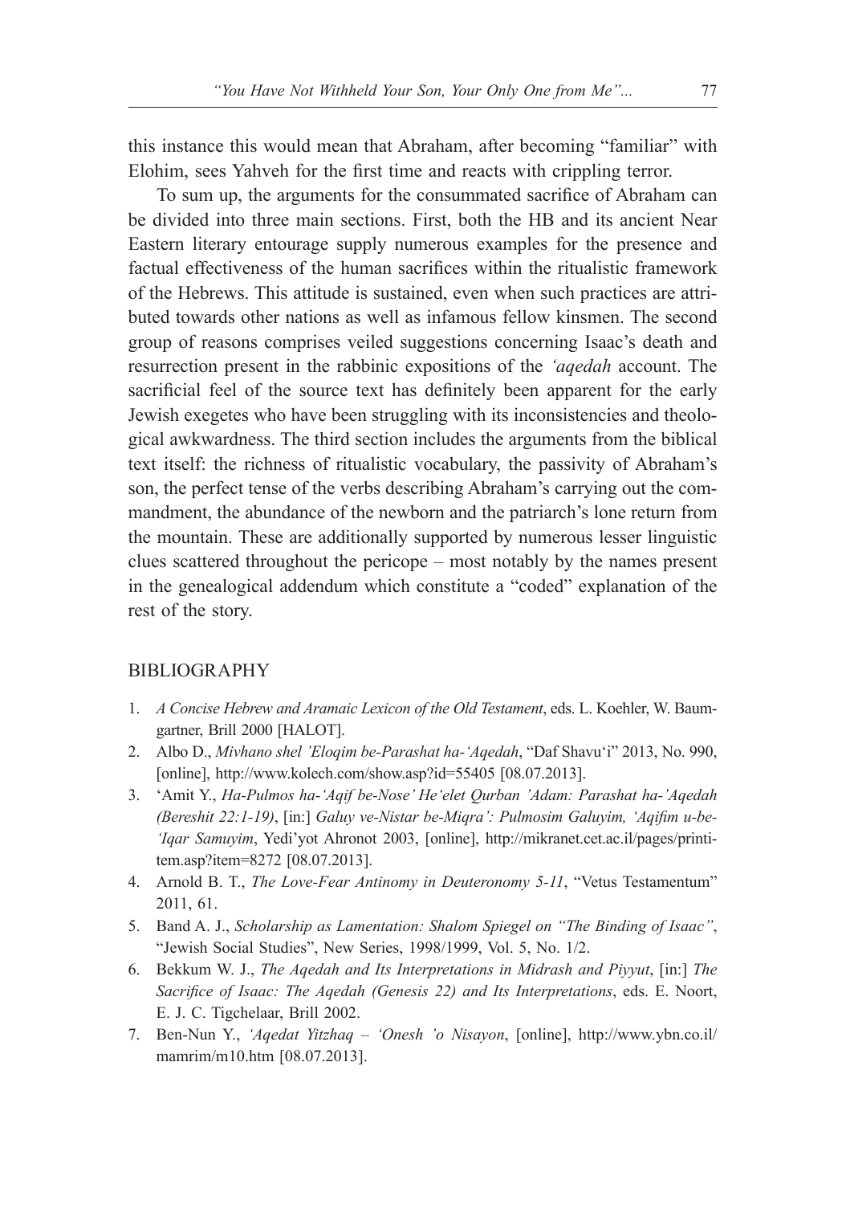this instance this would mean that Abraham, after becoming "familiar" with Elohim, sees Yahveh for the first time and reacts with crippling terror.

To sum up, the arguments for the consummated sacrifice of Abraham can be divided into three main sections. First, both the HB and its ancient Near Eastern literary entourage supply numerous examples for the presence and factual effectiveness of the human sacrifices within the ritualistic framework of the Hebrews. This attitude is sustained, even when such practices are attributed towards other nations as well as infamous fellow kinsmen. The second group of reasons comprises veiled suggestions concerning Isaac's death and resurrection present in the rabbinic expositions of the *'aqedah* account. The sacrificial feel of the source text has definitely been apparent for the early Jewish exegetes who have been struggling with its inconsistencies and theological awkwardness. The third section includes the arguments from the biblical text itself: the richness of ritualistic vocabulary, the passivity of Abraham's son, the perfect tense of the verbs describing Abraham's carrying out the commandment, the abundance of the newborn and the patriarch's lone return from the mountain. These are additionally supported by numerous lesser linguistic clues scattered throughout the pericope – most notably by the names present in the genealogical addendum which constitute a "coded" explanation of the rest of the story.

## BIBLIOGRAPHY

1. *A Concise Hebrew and Aramaic Lexicon of the Old Testament*, eds. L. Koehler, W. Baumgartner, Brill 2000 [HALOT].
2. Albo D., *Mivhano shel 'Eloqim be-Parashat ha-'Aqedah*, "Daf Shavu'i" 2013, No. 990, [online], http://www.kolech.com/show.asp?id=55405 [08.07.2013].
3. 'Amit Y., *Ha-Pulmos ha-'Aqif be-Nose' He'elet Qurban 'Adam: Parashat ha-'Aqedah (Bereshit 22:1-19)*, [in:] *Galuy ve-Nistar be-Miqra': Pulmosim Galuyim, 'Aqifim u-be-'Iqar Samuyim*, Yedi'yot Ahronot 2003, [online], http://mikranet.cet.ac.il/pages/printitem.asp?item=8272 [08.07.2013].
4. Arnold B. T., *The Love-Fear Antinomy in Deuteronomy 5-11*, "Vetus Testamentum" 2011, 61.
5. Band A. J., *Scholarship as Lamentation: Shalom Spiegel on "The Binding of Isaac"*, "Jewish Social Studies", New Series, 1998/1999, Vol. 5, No. 1/2.
6. Bekkum W. J., *The Aqedah and Its Interpretations in Midrash and Piyyut*, [in:] *The Sacrifice of Isaac: The Aqedah (Genesis 22) and Its Interpretations*, eds. E. Noort, E. J. C. Tigchelaar, Brill 2002.
7. Ben-Nun Y., *'Aqedat Yitzhaq – 'Onesh 'o Nisayon*, [online], http://www.ybn.co.il/mamrim/m10.htm [08.07.2013].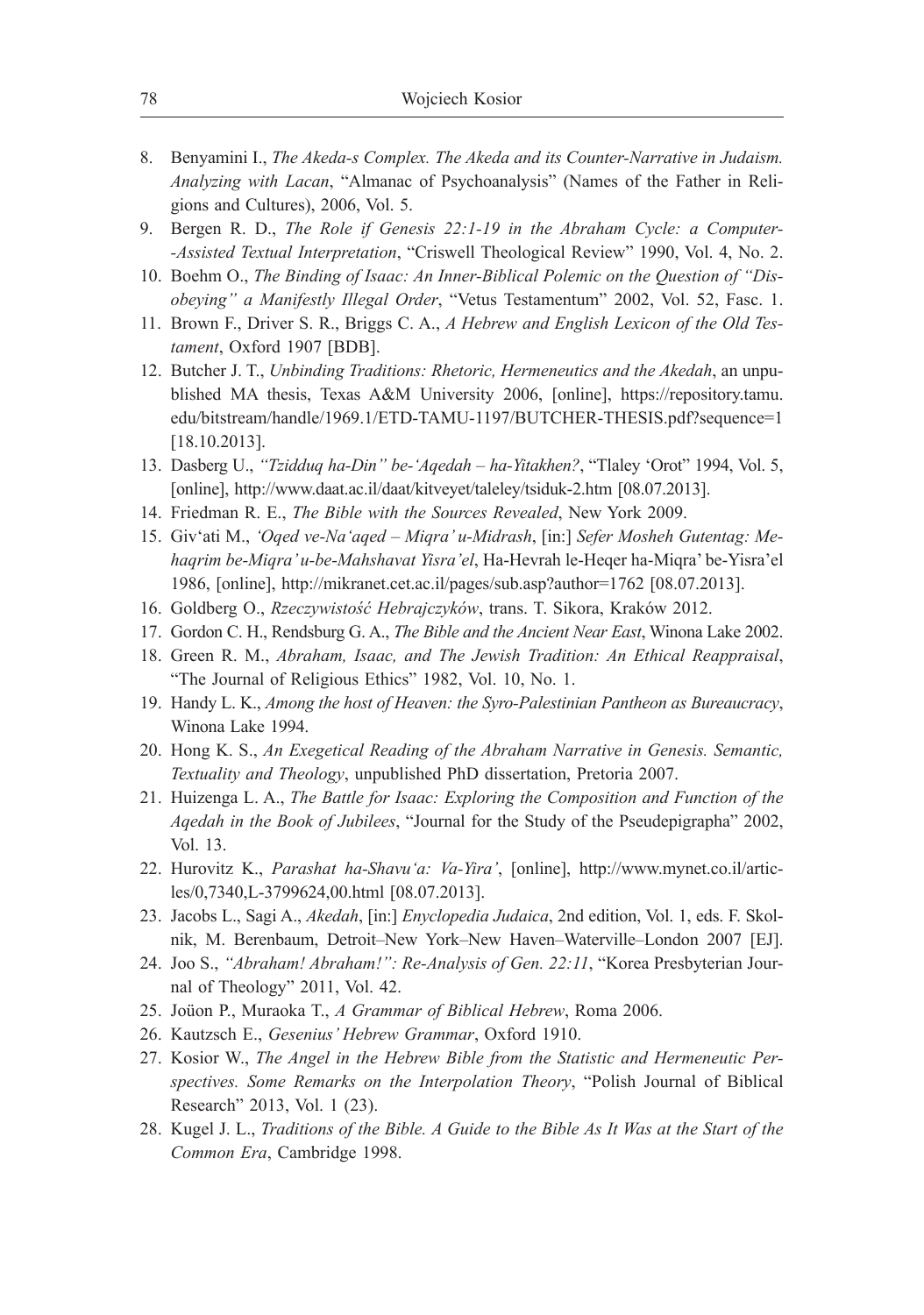8. Benyamini I., *The Akeda-s Complex. The Akeda and its Counter-Narrative in Judaism. Analyzing with Lacan*, "Almanac of Psychoanalysis" (Names of the Father in Religions and Cultures), 2006, Vol. 5.
9. Bergen R. D., *The Role if Genesis 22:1-19 in the Abraham Cycle: a Computer-Assisted Textual Interpretation*, "Criswell Theological Review" 1990, Vol. 4, No. 2.
10. Boehm O., *The Binding of Isaac: An Inner-Biblical Polemic on the Question of "Disobeying" a Manifestly Illegal Order*, "Vetus Testamentum" 2002, Vol. 52, Fasc. 1.
11. Brown F., Driver S. R., Briggs C. A., *A Hebrew and English Lexicon of the Old Testament*, Oxford 1907 [BDB].
12. Butcher J. T., *Unbinding Traditions: Rhetoric, Hermeneutics and the Akedah*, an unpublished MA thesis, Texas A&M University 2006, [online], https://repository.tamu.edu/bitstream/handle/1969.1/ETD-TAMU-1197/BUTCHER-THESIS.pdf?sequence=1 [18.10.2013].
13. Dasberg U., *"Tzidduq ha-Din" be-'Aqedah – ha-Yitakhen?*, "Tlaley 'Orot" 1994, Vol. 5, [online], http://www.daat.ac.il/daat/kitveyet/taleley/tsiduk-2.htm [08.07.2013].
14. Friedman R. E., *The Bible with the Sources Revealed*, New York 2009.
15. Giv'ati M., *'Oqed ve-Na'aqed – Miqra' u-Midrash*, [in:] *Sefer Mosheh Gutentag: Mehaqrim be-Miqra' u-be-Mahshavat Yisra'el*, Ha-Hevrah le-Heqer ha-Miqra' be-Yisra'el 1986, [online], http://mikranet.cet.ac.il/pages/sub.asp?author=1762 [08.07.2013].
16. Goldberg O., *Rzeczywistość Hebrajczyków*, trans. T. Sikora, Kraków 2012.
17. Gordon C. H., Rendsburg G. A., *The Bible and the Ancient Near East*, Winona Lake 2002.
18. Green R. M., *Abraham, Isaac, and The Jewish Tradition: An Ethical Reappraisal*, "The Journal of Religious Ethics" 1982, Vol. 10, No. 1.
19. Handy L. K., *Among the host of Heaven: the Syro-Palestinian Pantheon as Bureaucracy*, Winona Lake 1994.
20. Hong K. S., *An Exegetical Reading of the Abraham Narrative in Genesis. Semantic, Textuality and Theology*, unpublished PhD dissertation, Pretoria 2007.
21. Huizenga L. A., *The Battle for Isaac: Exploring the Composition and Function of the Aqedah in the Book of Jubilees*, "Journal for the Study of the Pseudepigrapha" 2002, Vol. 13.
22. Hurovitz K., *Parashat ha-Shavu'a: Va-Yira'*, [online], http://www.mynet.co.il/articles/0,7340,L-3799624,00.html [08.07.2013].
23. Jacobs L., Sagi A., *Akedah*, [in:] *Enyclopedia Judaica*, 2nd edition, Vol. 1, eds. F. Skolnik, M. Berenbaum, Detroit–New York–New Haven–Waterville–London 2007 [EJ].
24. Joo S., *"Abraham! Abraham!": Re-Analysis of Gen. 22:11*, "Korea Presbyterian Journal of Theology" 2011, Vol. 42.
25. Joüon P., Muraoka T., *A Grammar of Biblical Hebrew*, Roma 2006.
26. Kautzsch E., *Gesenius' Hebrew Grammar*, Oxford 1910.
27. Kosior W., *The Angel in the Hebrew Bible from the Statistic and Hermeneutic Perspectives. Some Remarks on the Interpolation Theory*, "Polish Journal of Biblical Research" 2013, Vol. 1 (23).
28. Kugel J. L., *Traditions of the Bible. A Guide to the Bible As It Was at the Start of the Common Era*, Cambridge 1998.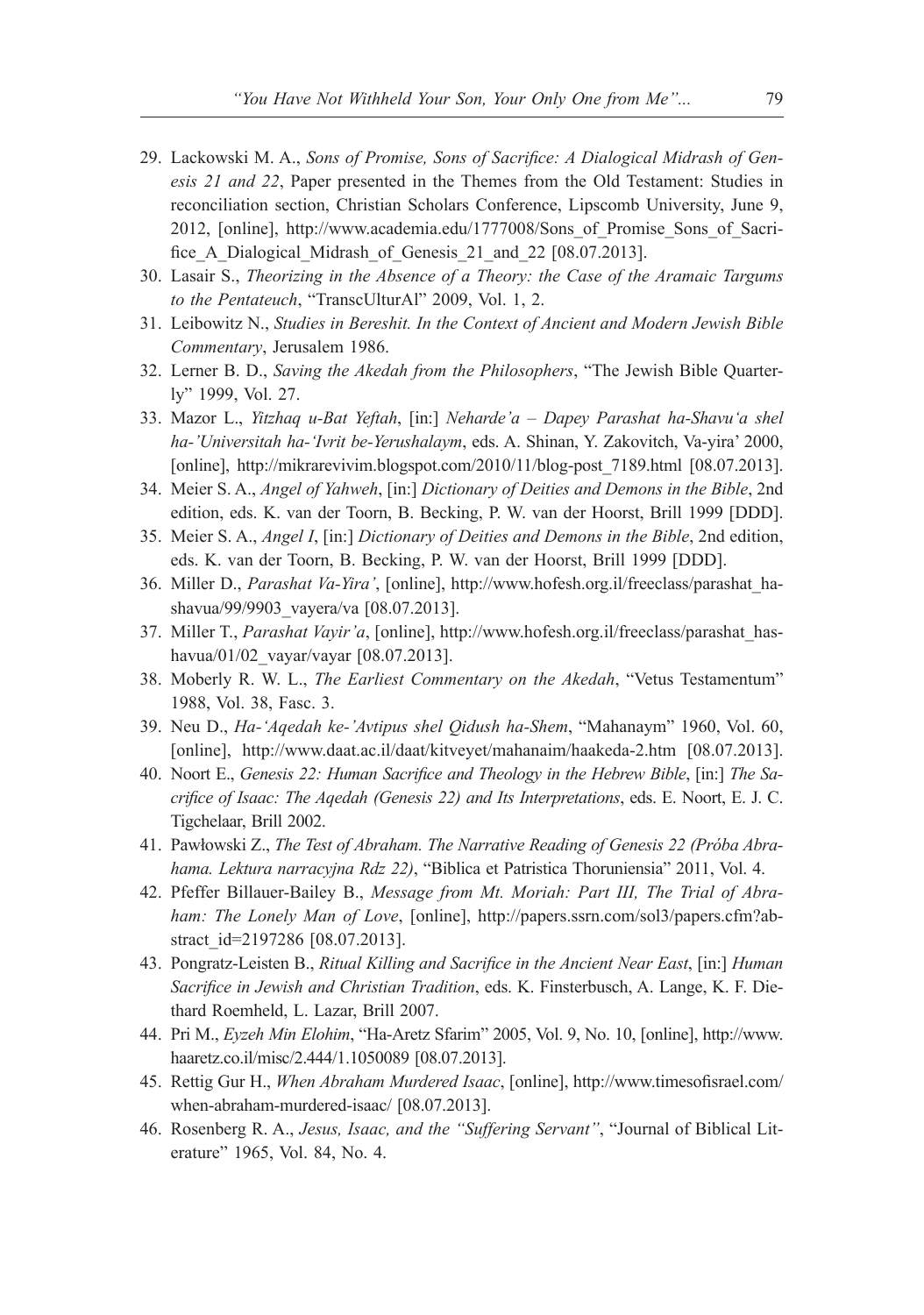29. Lackowski M. A., *Sons of Promise, Sons of Sacrifice: A Dialogical Midrash of Genesis 21 and 22*, Paper presented in the Themes from the Old Testament: Studies in reconciliation section, Christian Scholars Conference, Lipscomb University, June 9, 2012, [online], http://www.academia.edu/1777008/Sons_of_Promise_Sons_of_Sacrifice_A_Dialogical_Midrash_of_Genesis_21_and_22 [08.07.2013].
30. Lasair S., *Theorizing in the Absence of a Theory: the Case of the Aramaic Targums to the Pentateuch*, "TranscUlturAl" 2009, Vol. 1, 2.
31. Leibowitz N., *Studies in Bereshit. In the Context of Ancient and Modern Jewish Bible Commentary*, Jerusalem 1986.
32. Lerner B. D., *Saving the Akedah from the Philosophers*, "The Jewish Bible Quarterly" 1999, Vol. 27.
33. Mazor L., *Yitzhaq u-Bat Yeftah*, [in:] *Neharde'a – Dapey Parashat ha-Shavu'a shel ha-'Universitah ha-'Ivrit be-Yerushalaym*, eds. A. Shinan, Y. Zakovitch, Va-yira' 2000, [online], http://mikrarevivim.blogspot.com/2010/11/blog-post_7189.html [08.07.2013].
34. Meier S. A., *Angel of Yahweh*, [in:] *Dictionary of Deities and Demons in the Bible*, 2nd edition, eds. K. van der Toorn, B. Becking, P. W. van der Hoorst, Brill 1999 [DDD].
35. Meier S. A., *Angel I*, [in:] *Dictionary of Deities and Demons in the Bible*, 2nd edition, eds. K. van der Toorn, B. Becking, P. W. van der Hoorst, Brill 1999 [DDD].
36. Miller D., *Parashat Va-Yira'*, [online], http://www.hofesh.org.il/freeclass/parashat_hashavua/99/9903_vayera/va [08.07.2013].
37. Miller T., *Parashat Vayir'a*, [online], http://www.hofesh.org.il/freeclass/parashat_hashavua/01/02_vayar/vayar [08.07.2013].
38. Moberly R. W. L., *The Earliest Commentary on the Akedah*, "Vetus Testamentum" 1988, Vol. 38, Fasc. 3.
39. Neu D., *Ha-'Aqedah ke-'Avtipus shel Qidush ha-Shem*, "Mahanaym" 1960, Vol. 60, [online], http://www.daat.ac.il/daat/kitveyet/mahanaim/haakeda-2.htm [08.07.2013].
40. Noort E., *Genesis 22: Human Sacrifice and Theology in the Hebrew Bible*, [in:] *The Sacrifice of Isaac: The Aqedah (Genesis 22) and Its Interpretations*, eds. E. Noort, E. J. C. Tigchelaar, Brill 2002.
41. Pawłowski Z., *The Test of Abraham. The Narrative Reading of Genesis 22 (Próba Abrahama. Lektura narracyjna Rdz 22)*, "Biblica et Patristica Thoruniensia" 2011, Vol. 4.
42. Pfeffer Billauer-Bailey B., *Message from Mt. Moriah: Part III, The Trial of Abraham: The Lonely Man of Love*, [online], http://papers.ssrn.com/sol3/papers.cfm?abstract_id=2197286 [08.07.2013].
43. Pongratz-Leisten B., *Ritual Killing and Sacrifice in the Ancient Near East*, [in:] *Human Sacrifice in Jewish and Christian Tradition*, eds. K. Finsterbusch, A. Lange, K. F. Diethard Roemheld, L. Lazar, Brill 2007.
44. Pri M., *Eyzeh Min Elohim*, "Ha-Aretz Sfarim" 2005, Vol. 9, No. 10, [online], http://www.haaretz.co.il/misc/2.444/1.1050089 [08.07.2013].
45. Rettig Gur H., *When Abraham Murdered Isaac*, [online], http://www.timesofisrael.com/when-abraham-murdered-isaac/ [08.07.2013].
46. Rosenberg R. A., *Jesus, Isaac, and the "Suffering Servant"*, "Journal of Biblical Literature" 1965, Vol. 84, No. 4.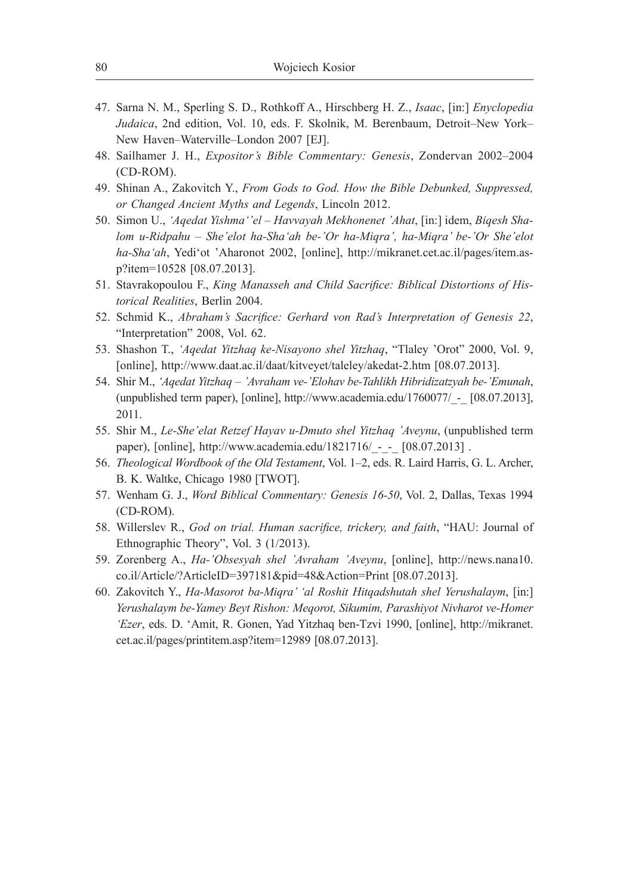47. Sarna N. M., Sperling S. D., Rothkoff A., Hirschberg H. Z., *Isaac*, [in:] *Enyclopedia Judaica*, 2nd edition, Vol. 10, eds. F. Skolnik, M. Berenbaum, Detroit–New York–New Haven–Waterville–London 2007 [EJ].
48. Sailhamer J. H., *Expositor's Bible Commentary: Genesis*, Zondervan 2002–2004 (CD-ROM).
49. Shinan A., Zakovitch Y., *From Gods to God. How the Bible Debunked, Suppressed, or Changed Ancient Myths and Legends*, Lincoln 2012.
50. Simon U., *'Aqedat Yishma''el – Havvayah Mekhonenet 'Ahat*, [in:] idem, *Biqesh Shalom u-Ridpahu – She'elot ha-Sha'ah be-'Or ha-Miqra', ha-Miqra' be-'Or She'elot ha-Sha'ah*, Yedi'ot 'Aharonot 2002, [online], http://mikranet.cet.ac.il/pages/item.asp?item=10528 [08.07.2013].
51. Stavrakopoulou F., *King Manasseh and Child Sacrifice: Biblical Distortions of Historical Realities*, Berlin 2004.
52. Schmid K., *Abraham's Sacrifice: Gerhard von Rad's Interpretation of Genesis 22*, "Interpretation" 2008, Vol. 62.
53. Shashon T., *'Aqedat Yitzhaq ke-Nisayono shel Yitzhaq*, "Tlaley 'Orot" 2000, Vol. 9, [online], http://www.daat.ac.il/daat/kitveyet/taleley/akedat-2.htm [08.07.2013].
54. Shir M., *'Aqedat Yitzhaq – 'Avraham ve-'Elohav be-Tahlikh Hibridizatzyah be-'Emunah*, (unpublished term paper), [online], http://www.academia.edu/1760077/_-_ [08.07.2013], 2011.
55. Shir M., *Le-She'elat Retzef Hayav u-Dmuto shel Yitzhaq 'Aveynu*, (unpublished term paper), [online], http://www.academia.edu/1821716/_-_-_ [08.07.2013] .
56. *Theological Wordbook of the Old Testament*, Vol. 1–2, eds. R. Laird Harris, G. L. Archer, B. K. Waltke, Chicago 1980 [TWOT].
57. Wenham G. J., *Word Biblical Commentary: Genesis 16-50*, Vol. 2, Dallas, Texas 1994 (CD-ROM).
58. Willerslev R., *God on trial. Human sacrifice, trickery, and faith*, "HAU: Journal of Ethnographic Theory", Vol. 3 (1/2013).
59. Zorenberg A., *Ha-'Obsesyah shel 'Avraham 'Aveynu*, [online], http://news.nana10.co.il/Article/?ArticleID=397181&pid=48&Action=Print [08.07.2013].
60. Zakovitch Y., *Ha-Masorot ba-Miqra' 'al Roshit Hitqadshutah shel Yerushalaym*, [in:] *Yerushalaym be-Yamey Beyt Rishon: Meqorot, Sikumim, Parashiyot Nivharot ve-Homer 'Ezer*, eds. D. 'Amit, R. Gonen, Yad Yitzhaq ben-Tzvi 1990, [online], http://mikranet.cet.ac.il/pages/printitem.asp?item=12989 [08.07.2013].